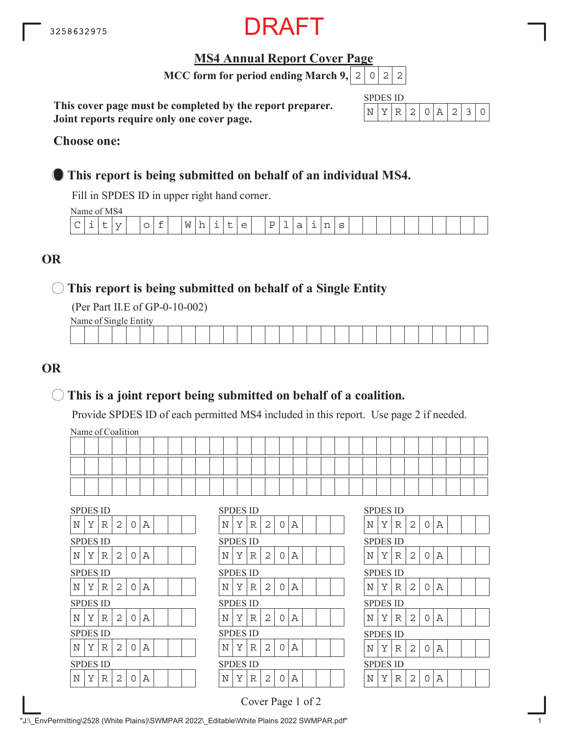3258632975

DRAFT

# MS4 Annual Report Cover Page

**MCC form for period ending March 9, 2022**

**This cover page must be completed by the report preparer.**
**Joint reports require only one cover page.**

SPDES ID: NYR20A230

**Choose one:**

● **This report is being submitted on behalf of an individual MS4.**

Fill in SPDES ID in upper right hand corner.

Name of MS4: City of White Plains

**OR**

○ **This report is being submitted on behalf of a Single Entity**

(Per Part II.E of GP-0-10-002)

Name of Single Entity:

**OR**

○ **This is a joint report being submitted on behalf of a coalition.**

Provide SPDES ID of each permitted MS4 included in this report. Use page 2 if needed.

Name of Coalition:

| SPDES ID | SPDES ID | SPDES ID |
|---|---|---|
| NYR20A | NYR20A | NYR20A |
| NYR20A | NYR20A | NYR20A |
| NYR20A | NYR20A | NYR20A |
| NYR20A | NYR20A | NYR20A |
| NYR20A | NYR20A | NYR20A |
| NYR20A | NYR20A | NYR20A |

Cover Page 1 of 2

"J:\_EnvPermitting\2528 (White Plains)\SWMPAR 2022\_Editable\White Plains 2022 SWMPAR.pdf"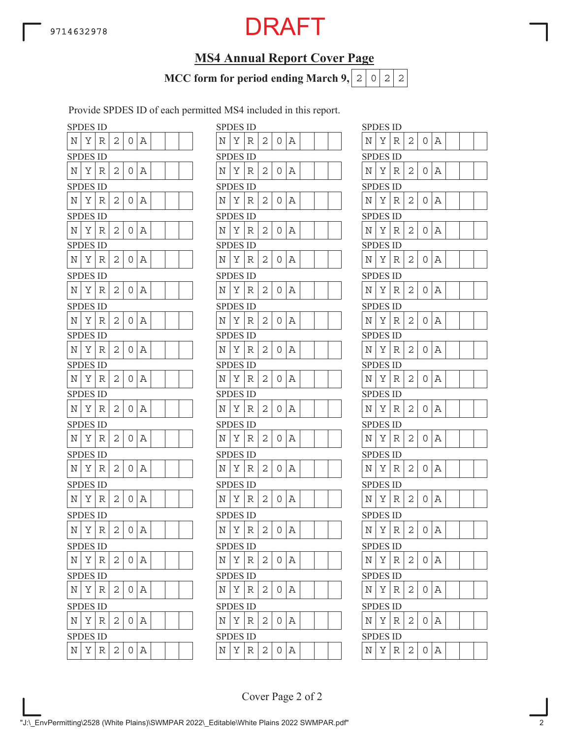9714632978

DRAFT

## MS4 Annual Report Cover Page

**MCC form for period ending March 9, 2022**

Provide SPDES ID of each permitted MS4 included in this report.

| SPDES ID | SPDES ID | SPDES ID |
|---|---|---|
| NYR20A | NYR20A | NYR20A |
| NYR20A | NYR20A | NYR20A |
| NYR20A | NYR20A | NYR20A |
| NYR20A | NYR20A | NYR20A |
| NYR20A | NYR20A | NYR20A |
| NYR20A | NYR20A | NYR20A |
| NYR20A | NYR20A | NYR20A |
| NYR20A | NYR20A | NYR20A |
| NYR20A | NYR20A | NYR20A |
| NYR20A | NYR20A | NYR20A |
| NYR20A | NYR20A | NYR20A |
| NYR20A | NYR20A | NYR20A |
| NYR20A | NYR20A | NYR20A |
| NYR20A | NYR20A | NYR20A |
| NYR20A | NYR20A | NYR20A |
| NYR20A | NYR20A | NYR20A |
| NYR20A | NYR20A | NYR20A |
| NYR20A | NYR20A | NYR20A |

Cover Page 2 of 2

"J:\_EnvPermitting\2528 (White Plains)\SWMPAR 2022\_Editable\White Plains 2022 SWMPAR.pdf"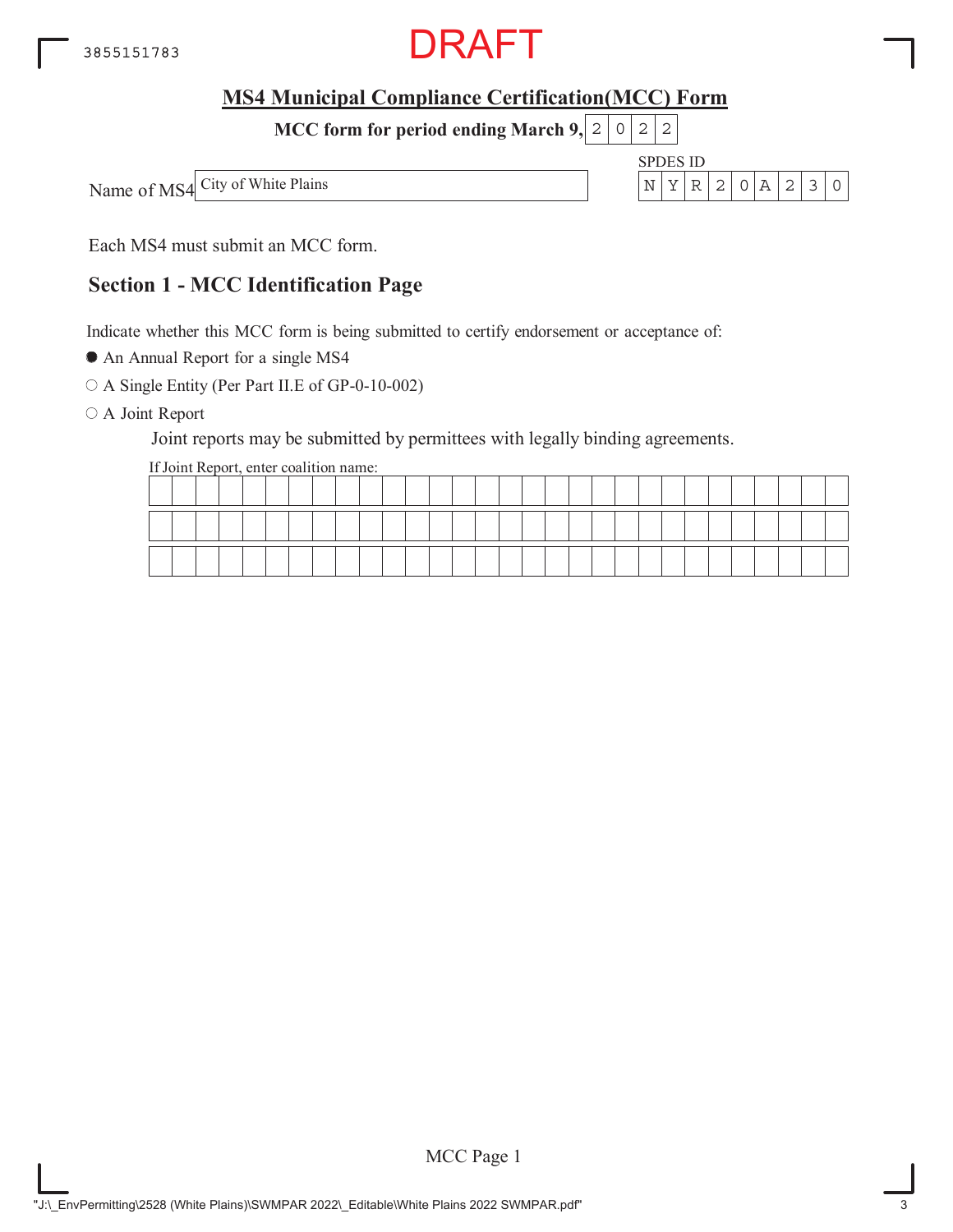DRAFT

## MS4 Municipal Compliance Certification(MCC) Form

**MCC form for period ending March 9, 2022**

Name of MS4: City of White Plains

SPDES ID: NYR20A230

Each MS4 must submit an MCC form.

### Section 1 - MCC Identification Page

Indicate whether this MCC form is being submitted to certify endorsement or acceptance of:

- ● An Annual Report for a single MS4
- ○ A Single Entity (Per Part II.E of GP-0-10-002)
- ○ A Joint Report

  Joint reports may be submitted by permittees with legally binding agreements.

  If Joint Report, enter coalition name: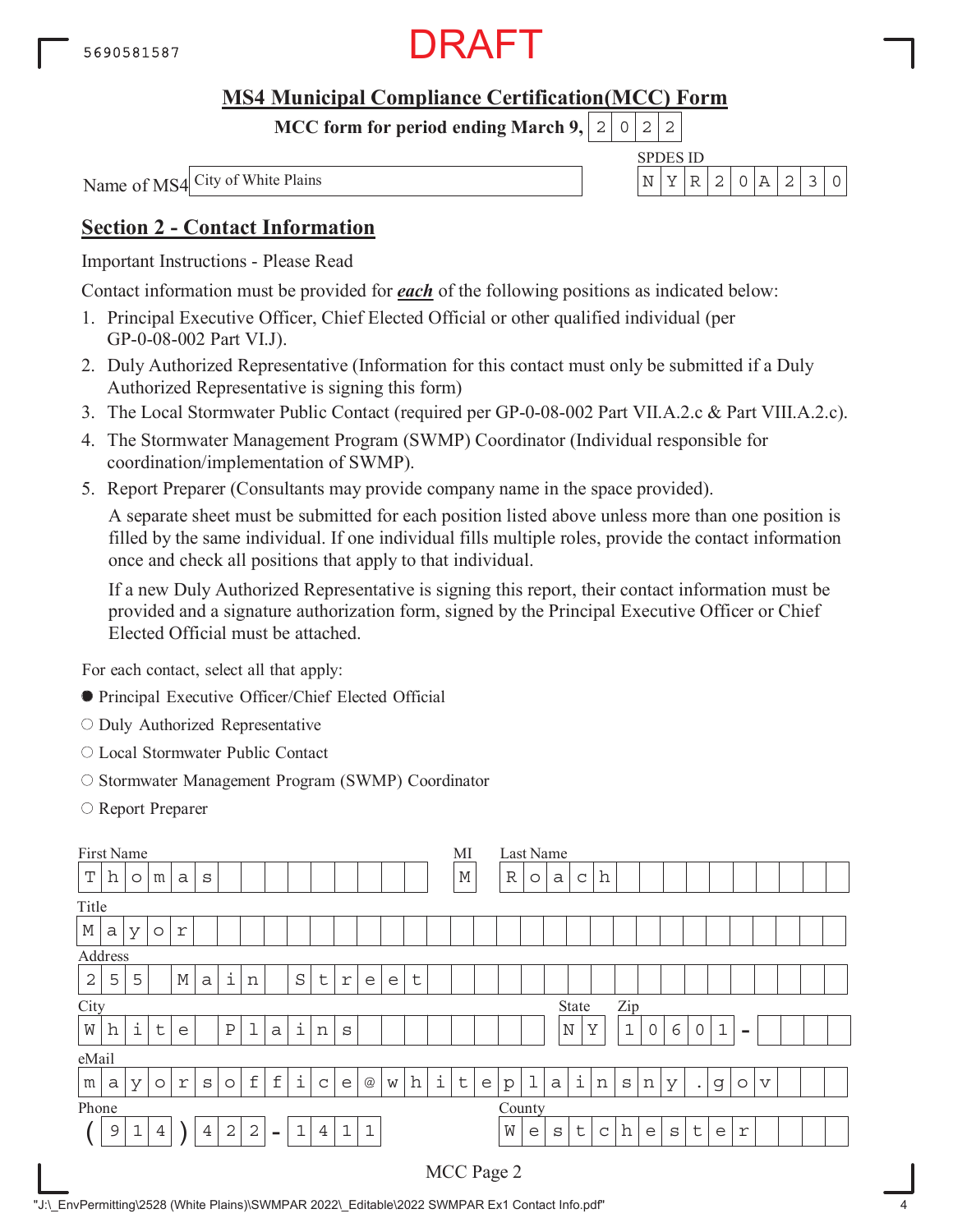5690581587

DRAFT

## MS4 Municipal Compliance Certification(MCC) Form

**MCC form for period ending March 9, 2022**

Name of MS4: City of White Plains

SPDES ID: NYR20A230

## Section 2 - Contact Information

Important Instructions - Please Read

Contact information must be provided for ***each*** of the following positions as indicated below:

1. Principal Executive Officer, Chief Elected Official or other qualified individual (per GP-0-08-002 Part VI.J).
2. Duly Authorized Representative (Information for this contact must only be submitted if a Duly Authorized Representative is signing this form)
3. The Local Stormwater Public Contact (required per GP-0-08-002 Part VII.A.2.c & Part VIII.A.2.c).
4. The Stormwater Management Program (SWMP) Coordinator (Individual responsible for coordination/implementation of SWMP).
5. Report Preparer (Consultants may provide company name in the space provided).

   A separate sheet must be submitted for each position listed above unless more than one position is filled by the same individual. If one individual fills multiple roles, provide the contact information once and check all positions that apply to that individual.

   If a new Duly Authorized Representative is signing this report, their contact information must be provided and a signature authorization form, signed by the Principal Executive Officer or Chief Elected Official must be attached.

For each contact, select all that apply:

- ● Principal Executive Officer/Chief Elected Official
- ○ Duly Authorized Representative
- ○ Local Stormwater Public Contact
- ○ Stormwater Management Program (SWMP) Coordinator
- ○ Report Preparer

| Field | Value |
|---|---|
| First Name | Thomas |
| MI | M |
| Last Name | Roach |
| Title | Mayor |
| Address | 255 Main Street |
| City | White Plains |
| State | NY |
| Zip | 10601 - |
| eMail | mayorsoffice@whiteplainsny.gov |
| Phone | (914) 422-1411 |
| County | Westchester |

MCC Page 2

"J:\_EnvPermitting\2528 (White Plains)\SWMPAR 2022\_Editable\2022 SWMPAR Ex1 Contact Info.pdf"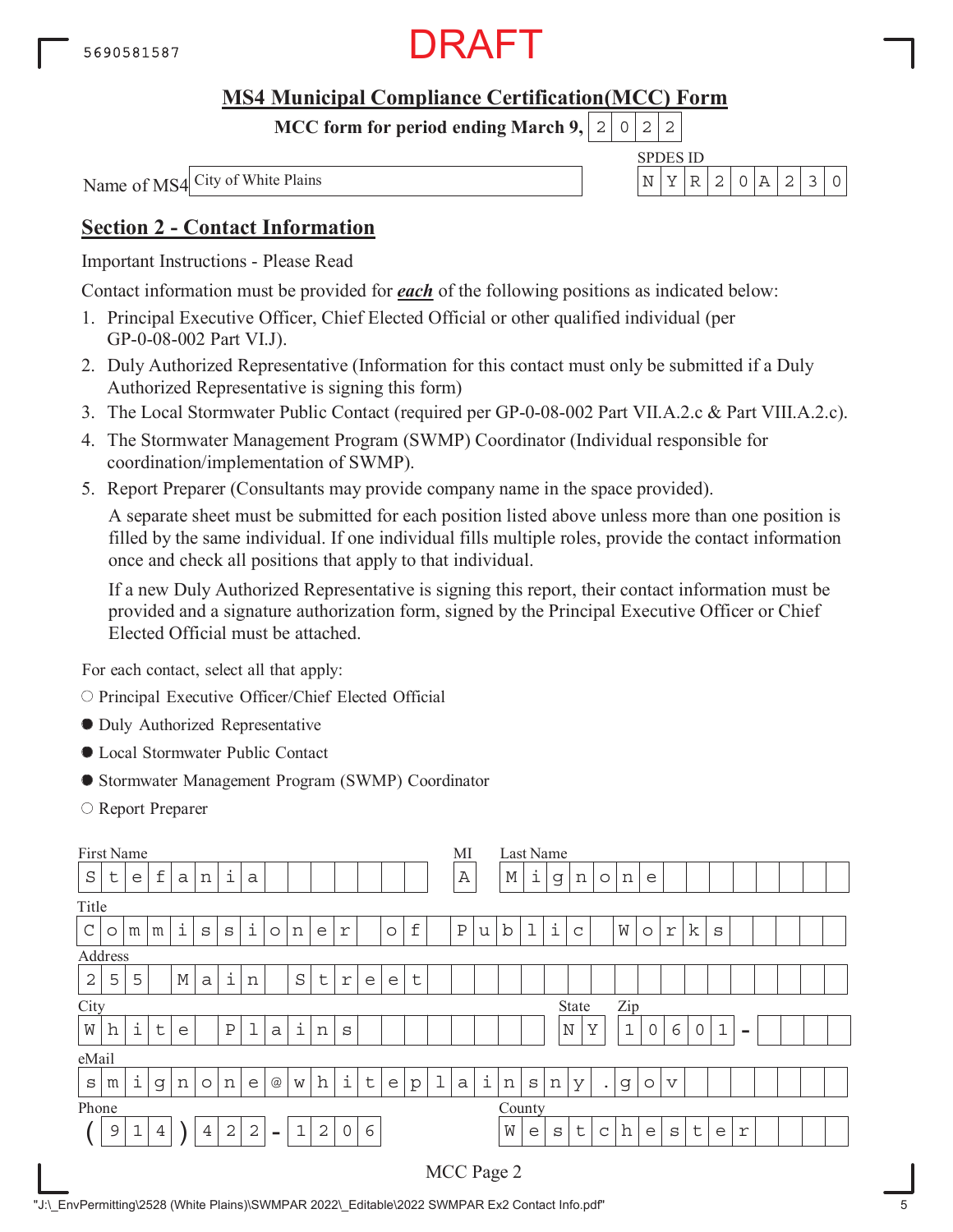5690581587

DRAFT

## MS4 Municipal Compliance Certification(MCC) Form

**MCC form for period ending March 9, 2022**

Name of MS4: City of White Plains

SPDES ID: NYR20A230

## Section 2 - Contact Information

Important Instructions - Please Read

Contact information must be provided for ***each*** of the following positions as indicated below:

1. Principal Executive Officer, Chief Elected Official or other qualified individual (per GP-0-08-002 Part VI.J).
2. Duly Authorized Representative (Information for this contact must only be submitted if a Duly Authorized Representative is signing this form)
3. The Local Stormwater Public Contact (required per GP-0-08-002 Part VII.A.2.c & Part VIII.A.2.c).
4. The Stormwater Management Program (SWMP) Coordinator (Individual responsible for coordination/implementation of SWMP).
5. Report Preparer (Consultants may provide company name in the space provided).

   A separate sheet must be submitted for each position listed above unless more than one position is filled by the same individual. If one individual fills multiple roles, provide the contact information once and check all positions that apply to that individual.

   If a new Duly Authorized Representative is signing this report, their contact information must be provided and a signature authorization form, signed by the Principal Executive Officer or Chief Elected Official must be attached.

For each contact, select all that apply:

- ○ Principal Executive Officer/Chief Elected Official
- ● Duly Authorized Representative
- ● Local Stormwater Public Contact
- ● Stormwater Management Program (SWMP) Coordinator
- ○ Report Preparer

| Field | Value |
|---|---|
| First Name | Stefania |
| MI | A |
| Last Name | Mignone |
| Title | Commissioner of Public Works |
| Address | 255 Main Street |
| City | White Plains |
| State | NY |
| Zip | 10601- |
| eMail | smignone@whiteplainsny.gov |
| Phone | (914) 422-1206 |
| County | Westchester |

MCC Page 2

"J:\_EnvPermitting\2528 (White Plains)\SWMPAR 2022\_Editable\2022 SWMPAR Ex2 Contact Info.pdf"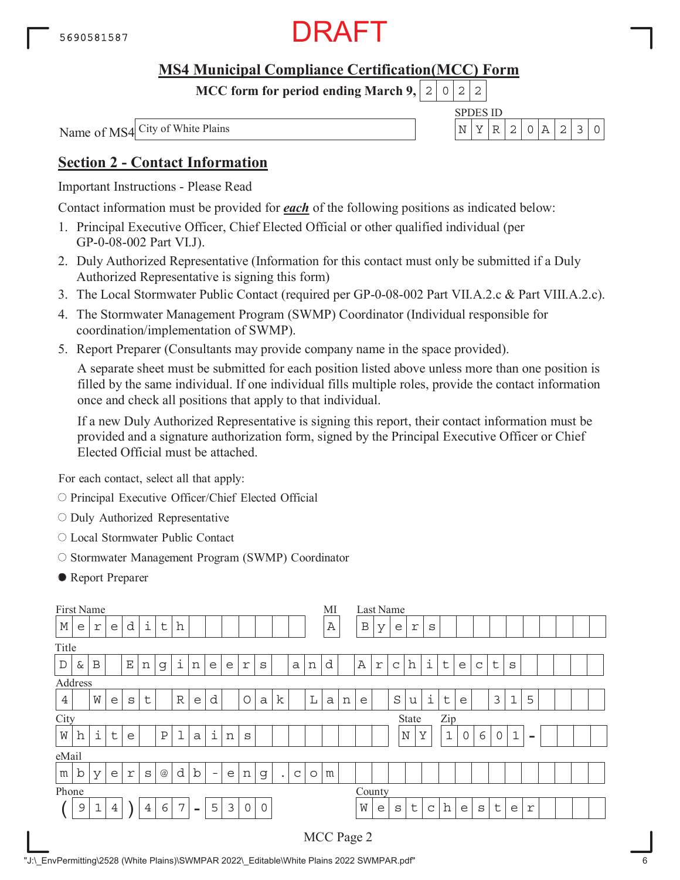DRAFT

## MS4 Municipal Compliance Certification(MCC) Form

**MCC form for period ending March 9, 2022**

Name of MS4: City of White Plains

SPDES ID: NYR20A230

## Section 2 - Contact Information

Important Instructions - Please Read

Contact information must be provided for ***each*** of the following positions as indicated below:

1. Principal Executive Officer, Chief Elected Official or other qualified individual (per GP-0-08-002 Part VI.J).
2. Duly Authorized Representative (Information for this contact must only be submitted if a Duly Authorized Representative is signing this form)
3. The Local Stormwater Public Contact (required per GP-0-08-002 Part VII.A.2.c & Part VIII.A.2.c).
4. The Stormwater Management Program (SWMP) Coordinator (Individual responsible for coordination/implementation of SWMP).
5. Report Preparer (Consultants may provide company name in the space provided).

   A separate sheet must be submitted for each position listed above unless more than one position is filled by the same individual. If one individual fills multiple roles, provide the contact information once and check all positions that apply to that individual.

   If a new Duly Authorized Representative is signing this report, their contact information must be provided and a signature authorization form, signed by the Principal Executive Officer or Chief Elected Official must be attached.

For each contact, select all that apply:

- ○ Principal Executive Officer/Chief Elected Official
- ○ Duly Authorized Representative
- ○ Local Stormwater Public Contact
- ○ Stormwater Management Program (SWMP) Coordinator
- ● Report Preparer

| Field | Value |
|---|---|
| First Name | Meredith |
| MI | A |
| Last Name | Byers |
| Title | D&B Engineers and Architects |
| Address | 4 West Red Oak Lane Suite 315 |
| City | White Plains |
| State | NY |
| Zip | 10601- |
| eMail | mbyers@db-eng.com |
| Phone | (914) 467-5300 |
| County | Westchester |

MCC Page 2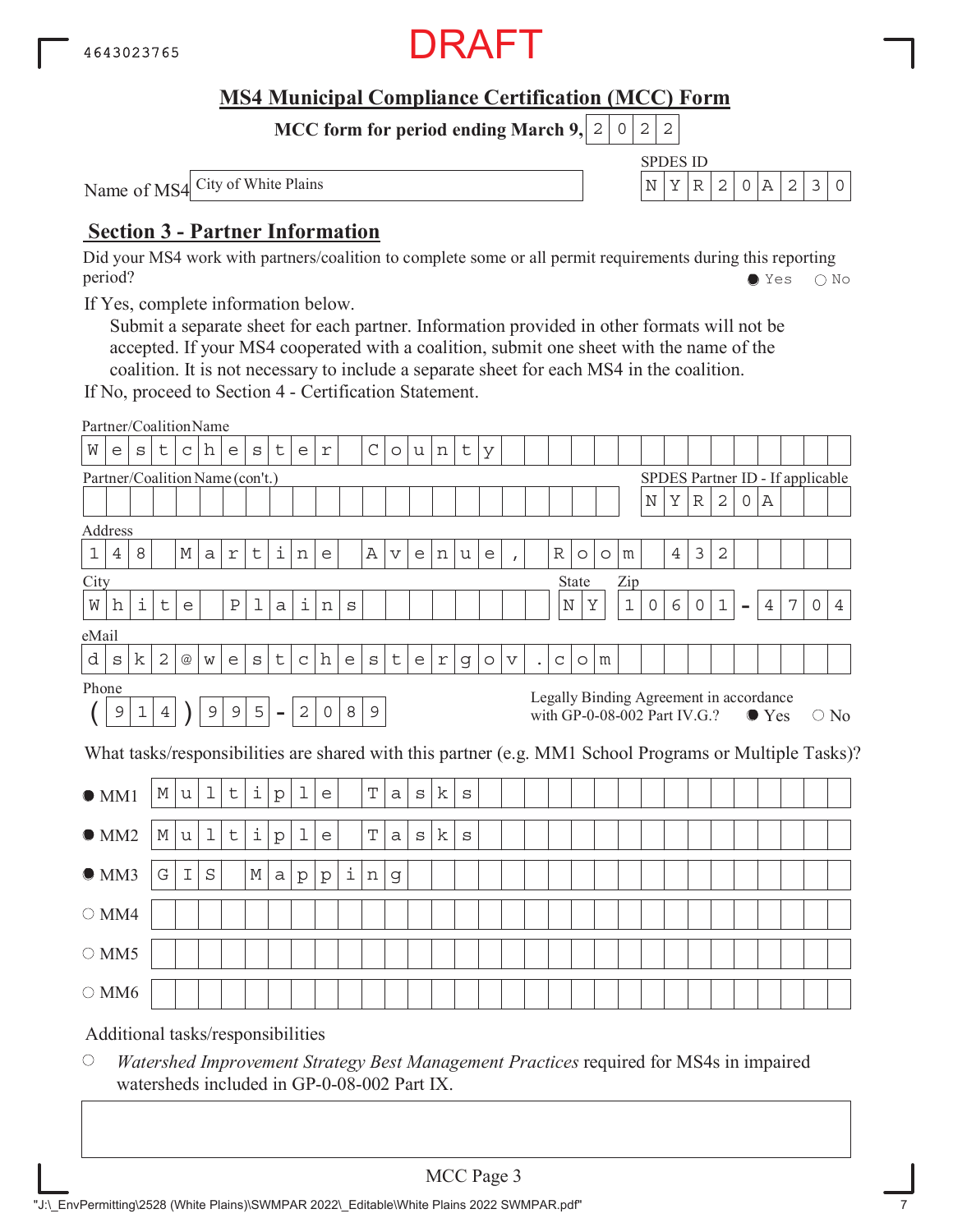4643023765

DRAFT

## MS4 Municipal Compliance Certification (MCC) Form

**MCC form for period ending March 9, 2022**

Name of MS4: City of White Plains

SPDES ID: NYR20A230

## Section 3 - Partner Information

Did your MS4 work with partners/coalition to complete some or all permit requirements during this reporting period? ● Yes ○ No

If Yes, complete information below.

Submit a separate sheet for each partner. Information provided in other formats will not be accepted. If your MS4 cooperated with a coalition, submit one sheet with the name of the coalition. It is not necessary to include a separate sheet for each MS4 in the coalition.

If No, proceed to Section 4 - Certification Statement.

Partner/Coalition Name: Westchester County

Partner/Coalition Name (con't.):

SPDES Partner ID - If applicable: NYR20A

Address: 148 Martine Avenue, Room 432

City: White Plains

State: NY

Zip: 10601-4704

eMail: dsk2@westchestergov.com

Phone: (914) 995-2089

Legally Binding Agreement in accordance with GP-0-08-002 Part IV.G.? ● Yes ○ No

What tasks/responsibilities are shared with this partner (e.g. MM1 School Programs or Multiple Tasks)?

- ● MM1: Multiple Tasks
- ● MM2: Multiple Tasks
- ● MM3: GIS Mapping
- ○ MM4:
- ○ MM5:
- ○ MM6:

Additional tasks/responsibilities

○ *Watershed Improvement Strategy Best Management Practices* required for MS4s in impaired watersheds included in GP-0-08-002 Part IX.

MCC Page 3

"J:\_EnvPermitting\2528 (White Plains)\SWMPAR 2022\_Editable\White Plains 2022 SWMPAR.pdf"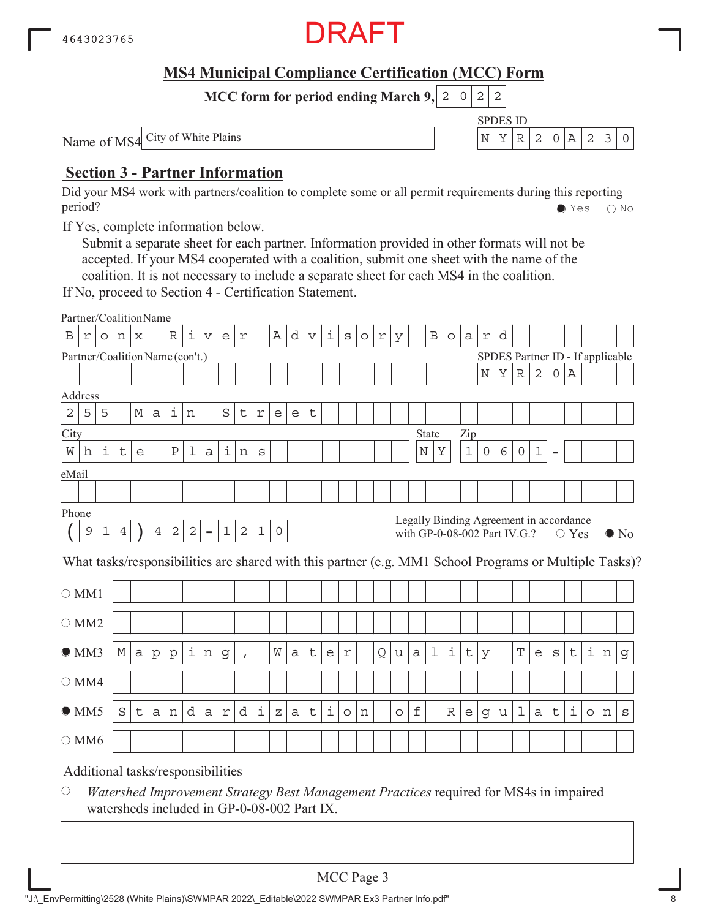4643023765

DRAFT

## MS4 Municipal Compliance Certification (MCC) Form

**MCC form for period ending March 9, 2022**

Name of MS4: City of White Plains

SPDES ID: NYR20A230

## Section 3 - Partner Information

Did your MS4 work with partners/coalition to complete some or all permit requirements during this reporting period? ● Yes ○ No

If Yes, complete information below.

Submit a separate sheet for each partner. Information provided in other formats will not be accepted. If your MS4 cooperated with a coalition, submit one sheet with the name of the coalition. It is not necessary to include a separate sheet for each MS4 in the coalition.

If No, proceed to Section 4 - Certification Statement.

Partner/Coalition Name: Bronx River Advisory Board

Partner/Coalition Name (con't.):

SPDES Partner ID - If applicable: NYR20A

Address: 255 Main Street

City: White Plains State: NY Zip: 10601-

eMail:

Phone: (914) 422-1210

Legally Binding Agreement in accordance with GP-0-08-002 Part IV.G.? ○ Yes ● No

What tasks/responsibilities are shared with this partner (e.g. MM1 School Programs or Multiple Tasks)?

- ○ MM1
- ○ MM2
- ● MM3 Mapping, Water Quality Testing
- ○ MM4
- ● MM5 Standardization of Regulations
- ○ MM6

Additional tasks/responsibilities

○ *Watershed Improvement Strategy Best Management Practices* required for MS4s in impaired watersheds included in GP-0-08-002 Part IX.

MCC Page 3

"J:\_EnvPermitting\2528 (White Plains)\SWMPAR 2022\_Editable\2022 SWMPAR Ex3 Partner Info.pdf"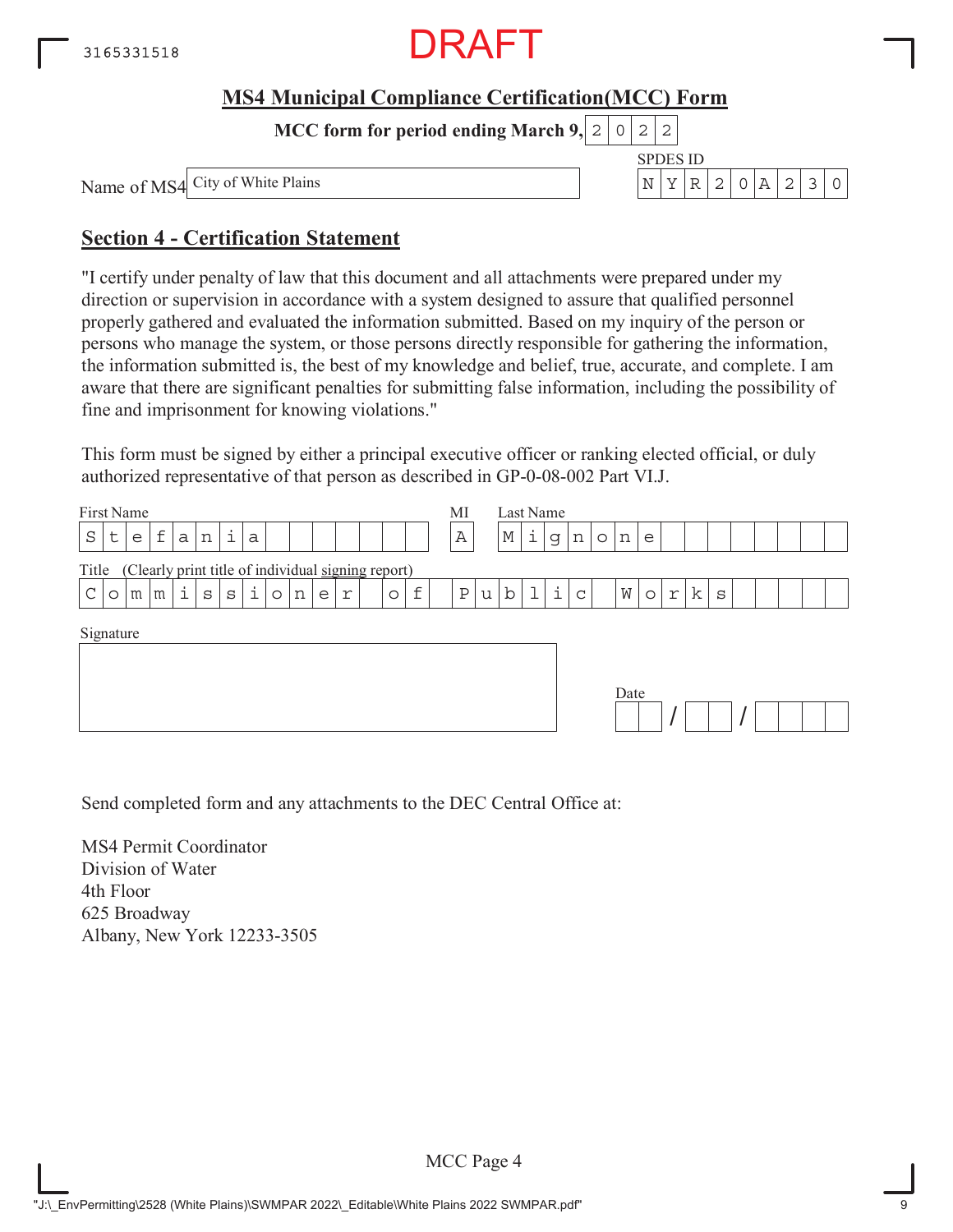3165331518

DRAFT

## MS4 Municipal Compliance Certification(MCC) Form

**MCC form for period ending March 9, 2022**

Name of MS4: City of White Plains

SPDES ID: NYR20A230

## Section 4 - Certification Statement

"I certify under penalty of law that this document and all attachments were prepared under my direction or supervision in accordance with a system designed to assure that qualified personnel properly gathered and evaluated the information submitted. Based on my inquiry of the person or persons who manage the system, or those persons directly responsible for gathering the information, the information submitted is, the best of my knowledge and belief, true, accurate, and complete. I am aware that there are significant penalties for submitting false information, including the possibility of fine and imprisonment for knowing violations."

This form must be signed by either a principal executive officer or ranking elected official, or duly authorized representative of that person as described in GP-0-08-002 Part VI.J.

First Name: Stefania

MI: A

Last Name: Mignone

Title (Clearly print title of individual signing report): Commissioner of Public Works

Signature:

Date: / /

Send completed form and any attachments to the DEC Central Office at:

MS4 Permit Coordinator
Division of Water
4th Floor
625 Broadway
Albany, New York 12233-3505

MCC Page 4

"J:\_EnvPermitting\2528 (White Plains)\SWMPAR 2022\_Editable\White Plains 2022 SWMPAR.pdf"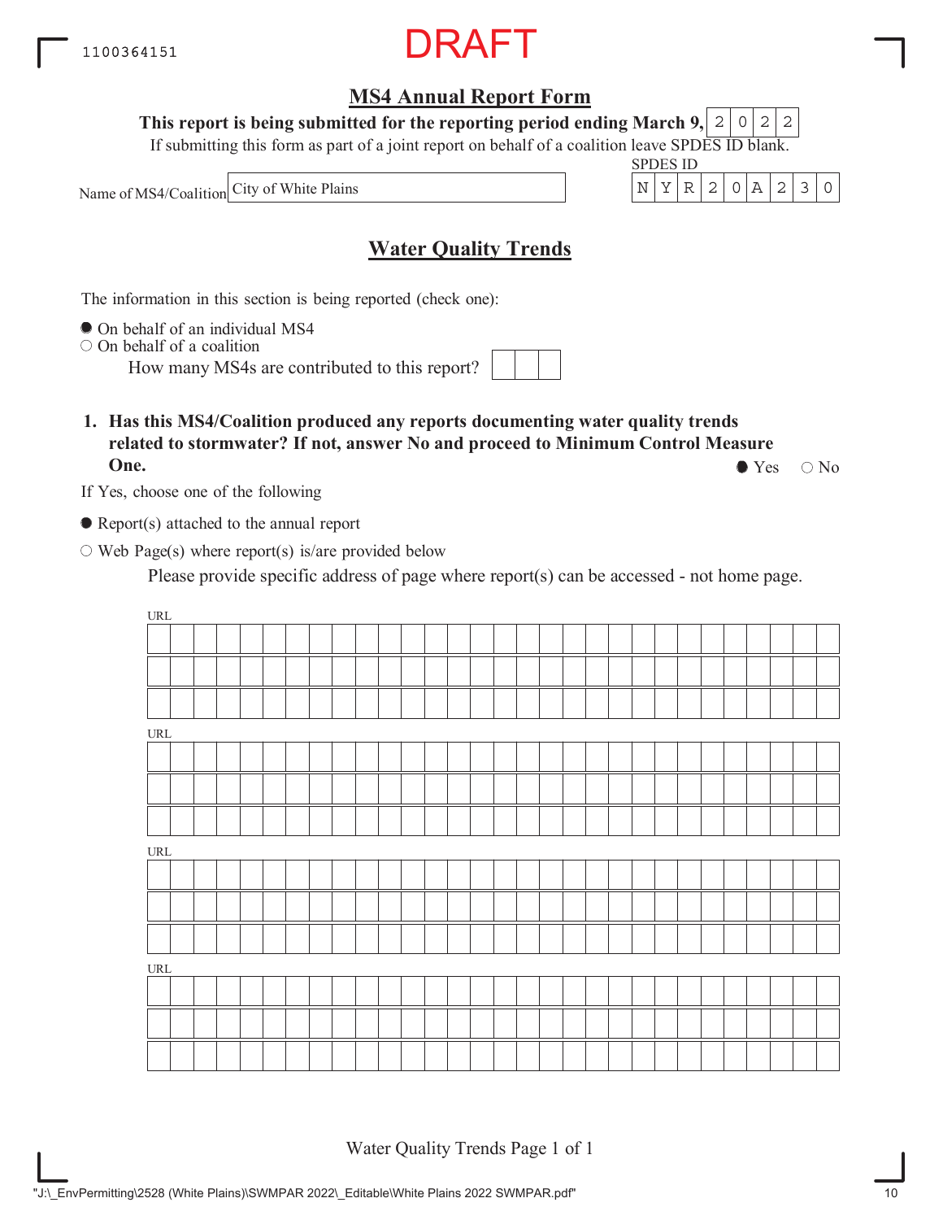1100364151

DRAFT

# MS4 Annual Report Form

**This report is being submitted for the reporting period ending March 9, 2022**

If submitting this form as part of a joint report on behalf of a coalition leave SPDES ID blank.

Name of MS4/Coalition: City of White Plains

SPDES ID: NYR20A230

## Water Quality Trends

The information in this section is being reported (check one):

- ● On behalf of an individual MS4
- ○ On behalf of a coalition

  How many MS4s are contributed to this report?

**1. Has this MS4/Coalition produced any reports documenting water quality trends related to stormwater? If not, answer No and proceed to Minimum Control Measure One.** ● Yes ○ No

If Yes, choose one of the following

- ● Report(s) attached to the annual report
- ○ Web Page(s) where report(s) is/are provided below

  Please provide specific address of page where report(s) can be accessed - not home page.

URL

URL

URL

URL

"J:\_EnvPermitting\2528 (White Plains)\SWMPAR 2022\_Editable\White Plains 2022 SWMPAR.pdf"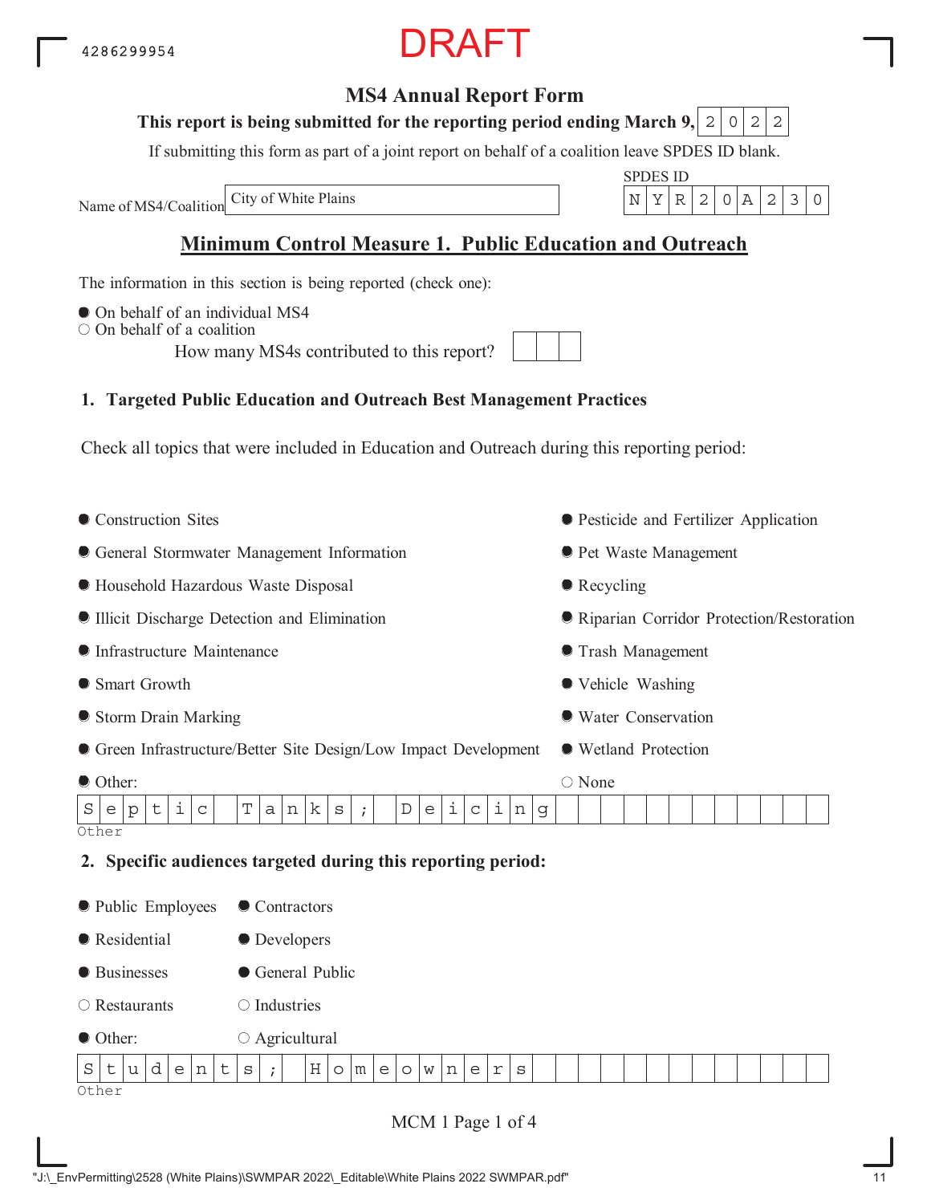4286299954

DRAFT

# MS4 Annual Report Form

**This report is being submitted for the reporting period ending March 9, 2022**

If submitting this form as part of a joint report on behalf of a coalition leave SPDES ID blank.

Name of MS4/Coalition: City of White Plains

SPDES ID: NYR20A230

## Minimum Control Measure 1. Public Education and Outreach

The information in this section is being reported (check one):

- ● On behalf of an individual MS4
- ○ On behalf of a coalition

How many MS4s contributed to this report?

### 1. Targeted Public Education and Outreach Best Management Practices

Check all topics that were included in Education and Outreach during this reporting period:

- ● Construction Sites
- ● General Stormwater Management Information
- ● Household Hazardous Waste Disposal
- ● Illicit Discharge Detection and Elimination
- ● Infrastructure Maintenance
- ● Smart Growth
- ● Storm Drain Marking
- ● Green Infrastructure/Better Site Design/Low Impact Development
- ● Other:
- ● Pesticide and Fertilizer Application
- ● Pet Waste Management
- ● Recycling
- ● Riparian Corridor Protection/Restoration
- ● Trash Management
- ● Vehicle Washing
- ● Water Conservation
- ● Wetland Protection
- ○ None

Other: Septic Tanks; Deicing

### 2. Specific audiences targeted during this reporting period:

- ● Public Employees
- ● Residential
- ● Businesses
- ○ Restaurants
- ● Other:
- ● Contractors
- ● Developers
- ● General Public
- ○ Industries
- ○ Agricultural

Other: Students; Homeowners

MCM 1 Page 1 of 4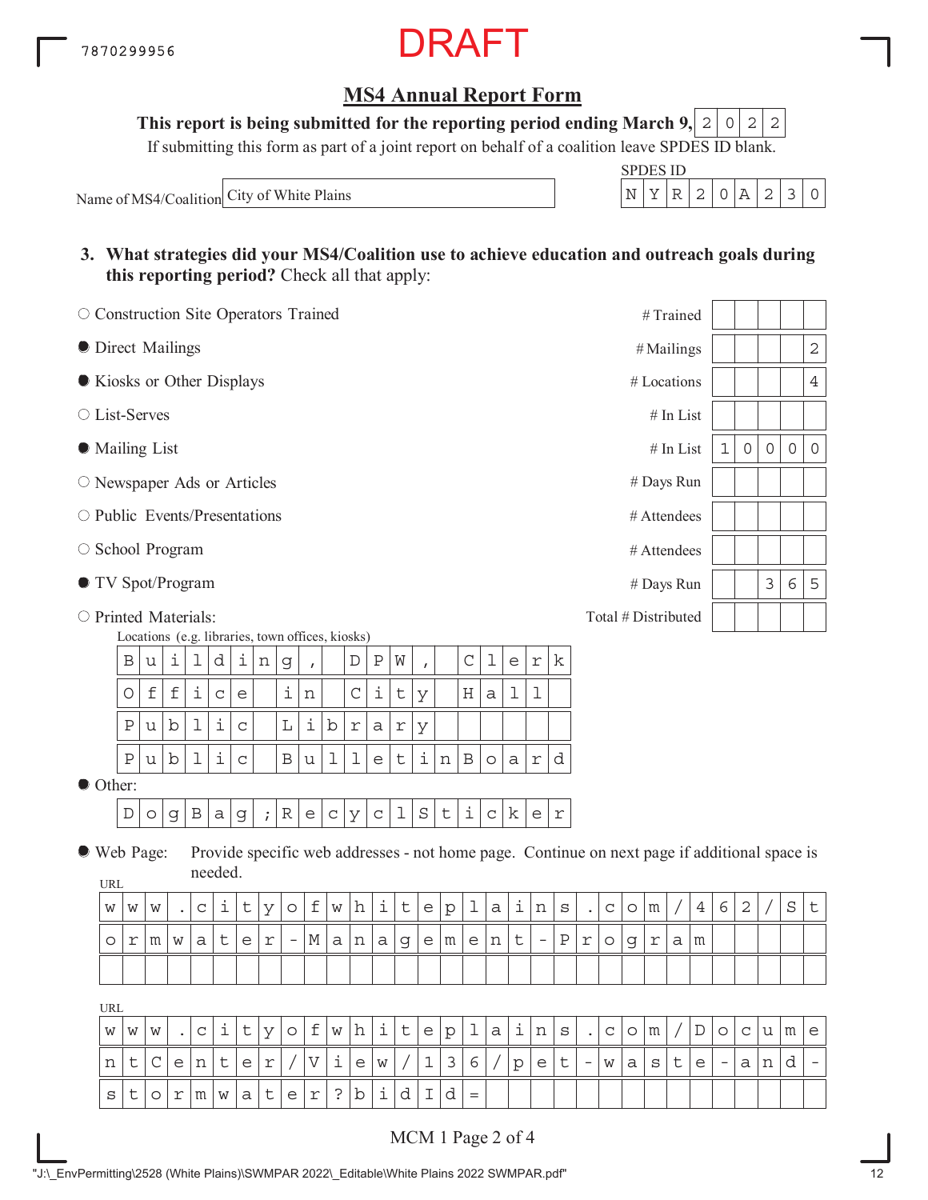7870299956

DRAFT

## MS4 Annual Report Form

**This report is being submitted for the reporting period ending March 9, 2022**

If submitting this form as part of a joint report on behalf of a coalition leave SPDES ID blank.

Name of MS4/Coalition: City of White Plains

SPDES ID: NYR20A230

**3. What strategies did your MS4/Coalition use to achieve education and outreach goals during this reporting period?** Check all that apply:

| Strategy | Selected | Measure | Value |
|---|---|---|---|
| Construction Site Operators Trained | ○ | # Trained | |
| Direct Mailings | ● | # Mailings | 2 |
| Kiosks or Other Displays | ● | # Locations | 4 |
| List-Serves | ○ | # In List | |
| Mailing List | ● | # In List | 10000 |
| Newspaper Ads or Articles | ○ | # Days Run | |
| Public Events/Presentations | ○ | # Attendees | |
| School Program | ○ | # Attendees | |
| TV Spot/Program | ● | # Days Run | 365 |
| Printed Materials: | ○ | Total # Distributed | |

Locations (e.g. libraries, town offices, kiosks)

- Building, DPW, Clerk
- Office in City Hall
- Public Library
- Public BulletinBoard

● Other:

DogBag;RecyclSticker

● Web Page: Provide specific web addresses - not home page. Continue on next page if additional space is needed.

URL

www.cityofwhiteplains.com/462/Stormwater-Management-Program

URL

www.cityofwhiteplains.com/DocumentCenter/View/136/pet-waste-and-stormwater?bidId=

MCM 1 Page 2 of 4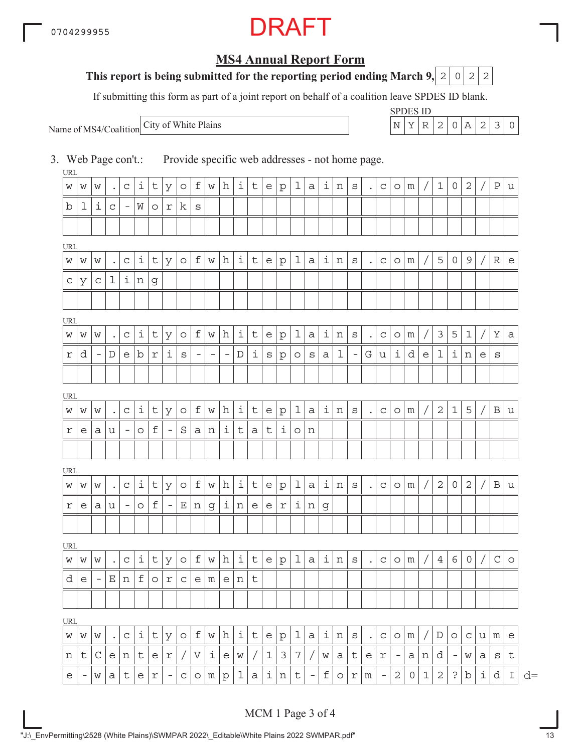0704299955

DRAFT

## MS4 Annual Report Form

**This report is being submitted for the reporting period ending March 9,** 2022

If submitting this form as part of a joint report on behalf of a coalition leave SPDES ID blank.

Name of MS4/Coalition: City of White Plains

SPDES ID: NYR20A230

3. Web Page con't.: Provide specific web addresses - not home page.

URL
www.cityofwhiteplains.com/102/Public-Works

URL
www.cityofwhiteplains.com/509/Recycling

URL
www.cityofwhiteplains.com/351/Yard-Debris---Disposal-Guidelines

URL
www.cityofwhiteplains.com/215/Bureau-of-Sanitation

URL
www.cityofwhiteplains.com/202/Bureau-of-Engineering

URL
www.cityofwhiteplains.com/460/Code-Enforcement

URL
www.cityofwhiteplains.com/DocumentCenter/View/137/water-and-wastewater-complaint-form-2012?bidId=

MCM 1 Page 3 of 4

"J:\_EnvPermitting\2528 (White Plains)\SWMPAR 2022\_Editable\White Plains 2022 SWMPAR.pdf"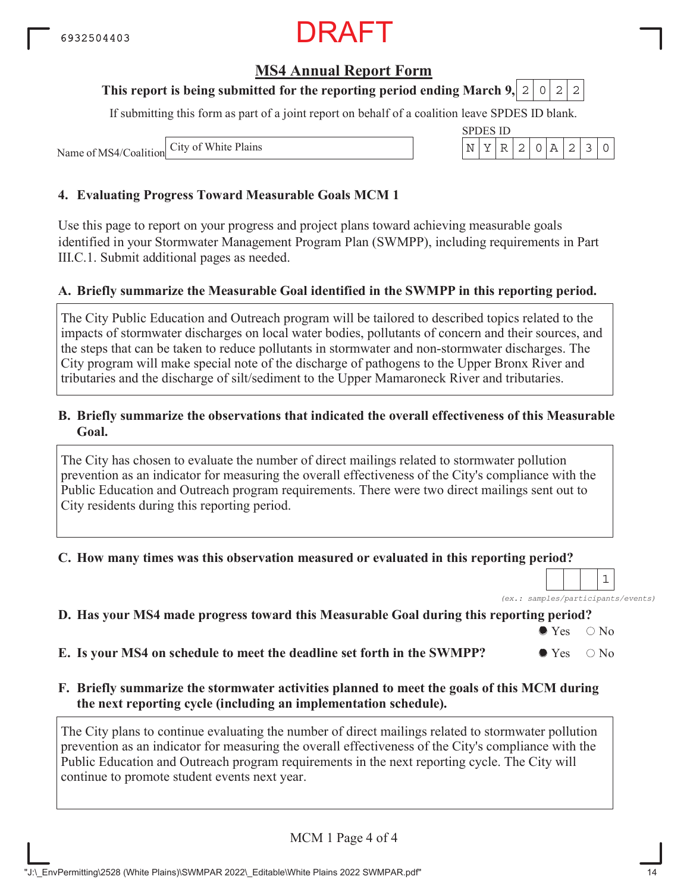6932504403

DRAFT

# MS4 Annual Report Form

**This report is being submitted for the reporting period ending March 9,** 2022

If submitting this form as part of a joint report on behalf of a coalition leave SPDES ID blank.

Name of MS4/Coalition: City of White Plains

SPDES ID: NYR20A230

## 4. Evaluating Progress Toward Measurable Goals MCM 1

Use this page to report on your progress and project plans toward achieving measurable goals identified in your Stormwater Management Program Plan (SWMPP), including requirements in Part III.C.1. Submit additional pages as needed.

**A. Briefly summarize the Measurable Goal identified in the SWMPP in this reporting period.**

The City Public Education and Outreach program will be tailored to described topics related to the impacts of stormwater discharges on local water bodies, pollutants of concern and their sources, and the steps that can be taken to reduce pollutants in stormwater and non-stormwater discharges. The City program will make special note of the discharge of pathogens to the Upper Bronx River and tributaries and the discharge of silt/sediment to the Upper Mamaroneck River and tributaries.

**B. Briefly summarize the observations that indicated the overall effectiveness of this Measurable Goal.**

The City has chosen to evaluate the number of direct mailings related to stormwater pollution prevention as an indicator for measuring the overall effectiveness of the City's compliance with the Public Education and Outreach program requirements. There were two direct mailings sent out to City residents during this reporting period.

**C. How many times was this observation measured or evaluated in this reporting period?** 1

*(ex.: samples/participants/events)*

**D. Has your MS4 made progress toward this Measurable Goal during this reporting period?** ● Yes ○ No

**E. Is your MS4 on schedule to meet the deadline set forth in the SWMPP?** ● Yes ○ No

**F. Briefly summarize the stormwater activities planned to meet the goals of this MCM during the next reporting cycle (including an implementation schedule).**

The City plans to continue evaluating the number of direct mailings related to stormwater pollution prevention as an indicator for measuring the overall effectiveness of the City's compliance with the Public Education and Outreach program requirements in the next reporting cycle. The City will continue to promote student events next year.

"J:\_EnvPermitting\2528 (White Plains)\SWMPAR 2022\_Editable\White Plains 2022 SWMPAR.pdf"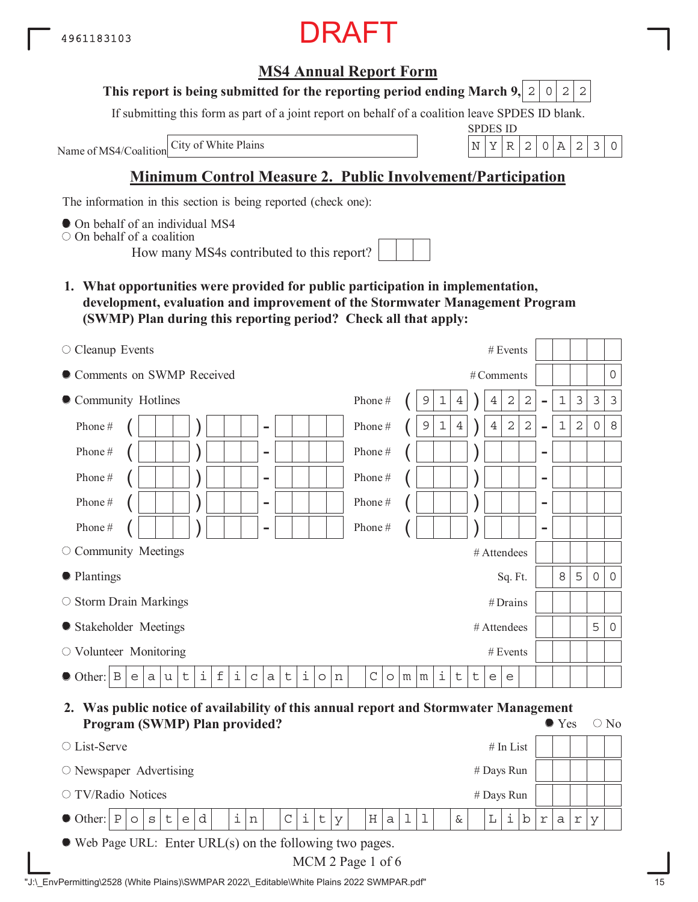4961183103

DRAFT

# MS4 Annual Report Form

**This report is being submitted for the reporting period ending March 9, 2022**

If submitting this form as part of a joint report on behalf of a coalition leave SPDES ID blank.

Name of MS4/Coalition: City of White Plains

SPDES ID: NYR20A230

## Minimum Control Measure 2. Public Involvement/Participation

The information in this section is being reported (check one):

- ● On behalf of an individual MS4
- ○ On behalf of a coalition
  - How many MS4s contributed to this report?

**1. What opportunities were provided for public participation in implementation, development, evaluation and improvement of the Stormwater Management Program (SWMP) Plan during this reporting period? Check all that apply:**

| Selected | Opportunity | Measure | Value |
|---|---|---|---|
| ○ | Cleanup Events | # Events | |
| ● | Comments on SWMP Received | # Comments | 0 |
| ● | Community Hotlines | Phone # | (914) 422-1333 |
| | | Phone # | (914) 422-1208 |
| ○ | Community Meetings | # Attendees | |
| ● | Plantings | Sq. Ft. | 8500 |
| ○ | Storm Drain Markings | # Drains | |
| ● | Stakeholder Meetings | # Attendees | 50 |
| ○ | Volunteer Monitoring | # Events | |
| ● | Other: Beautification Committee | | |

**2. Was public notice of availability of this annual report and Stormwater Management Program (SWMP) Plan provided?** ● Yes ○ No

| Selected | Notice | Measure | Value |
|---|---|---|---|
| ○ | List-Serve | # In List | |
| ○ | Newspaper Advertising | # Days Run | |
| ○ | TV/Radio Notices | # Days Run | |
| ● | Other: Posted in City Hall & Library | | |

● Web Page URL: Enter URL(s) on the following two pages.

"J:\_EnvPermitting\2528 (White Plains)\SWMPAR 2022\_Editable\White Plains 2022 SWMPAR.pdf"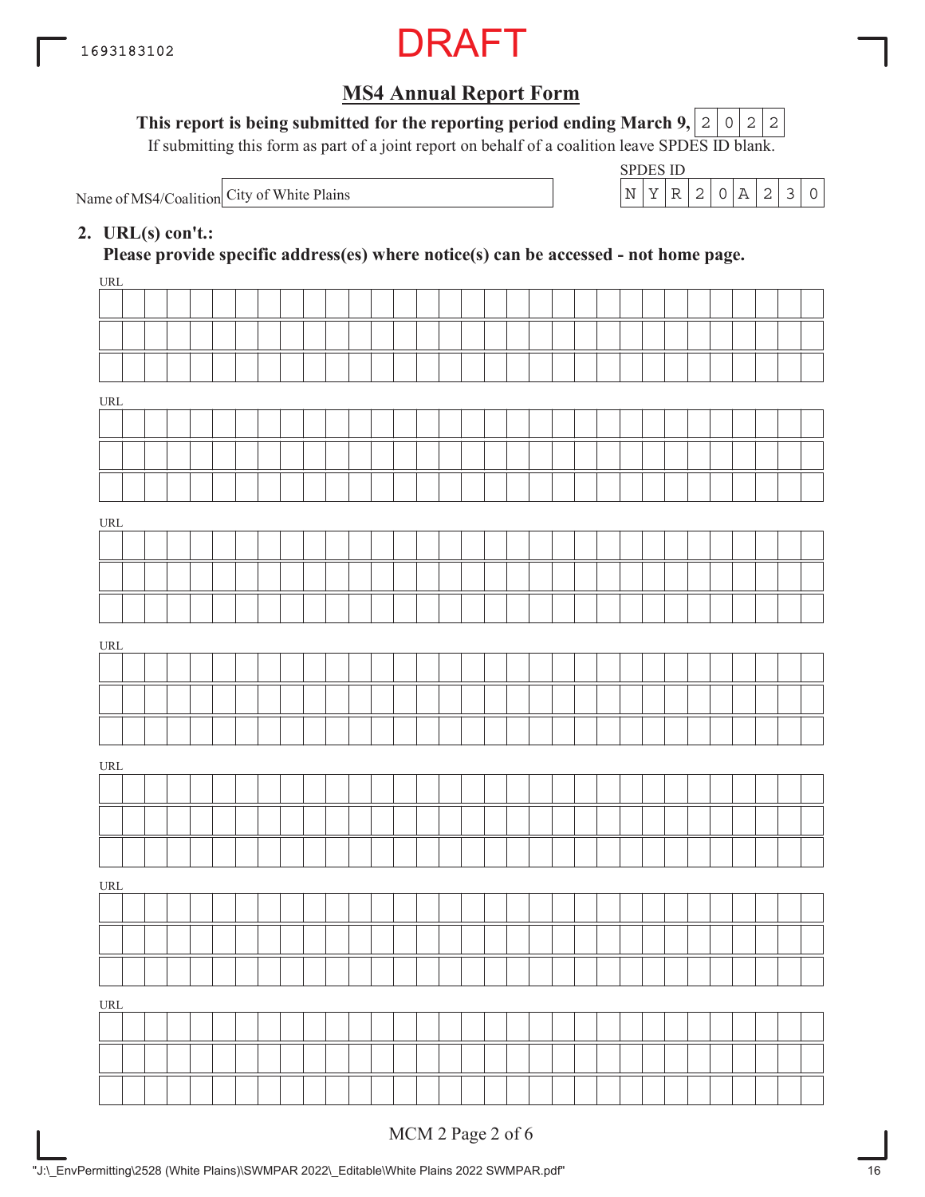DRAFT

## MS4 Annual Report Form

**This report is being submitted for the reporting period ending March 9, 2022**

If submitting this form as part of a joint report on behalf of a coalition leave SPDES ID blank.

Name of MS4/Coalition: City of White Plains

SPDES ID: NYR20A230

**2. URL(s) con't.:**

**Please provide specific address(es) where notice(s) can be accessed - not home page.**

URL:

URL:

URL:

URL:

URL:

URL:

URL:

MCM 2 Page 2 of 6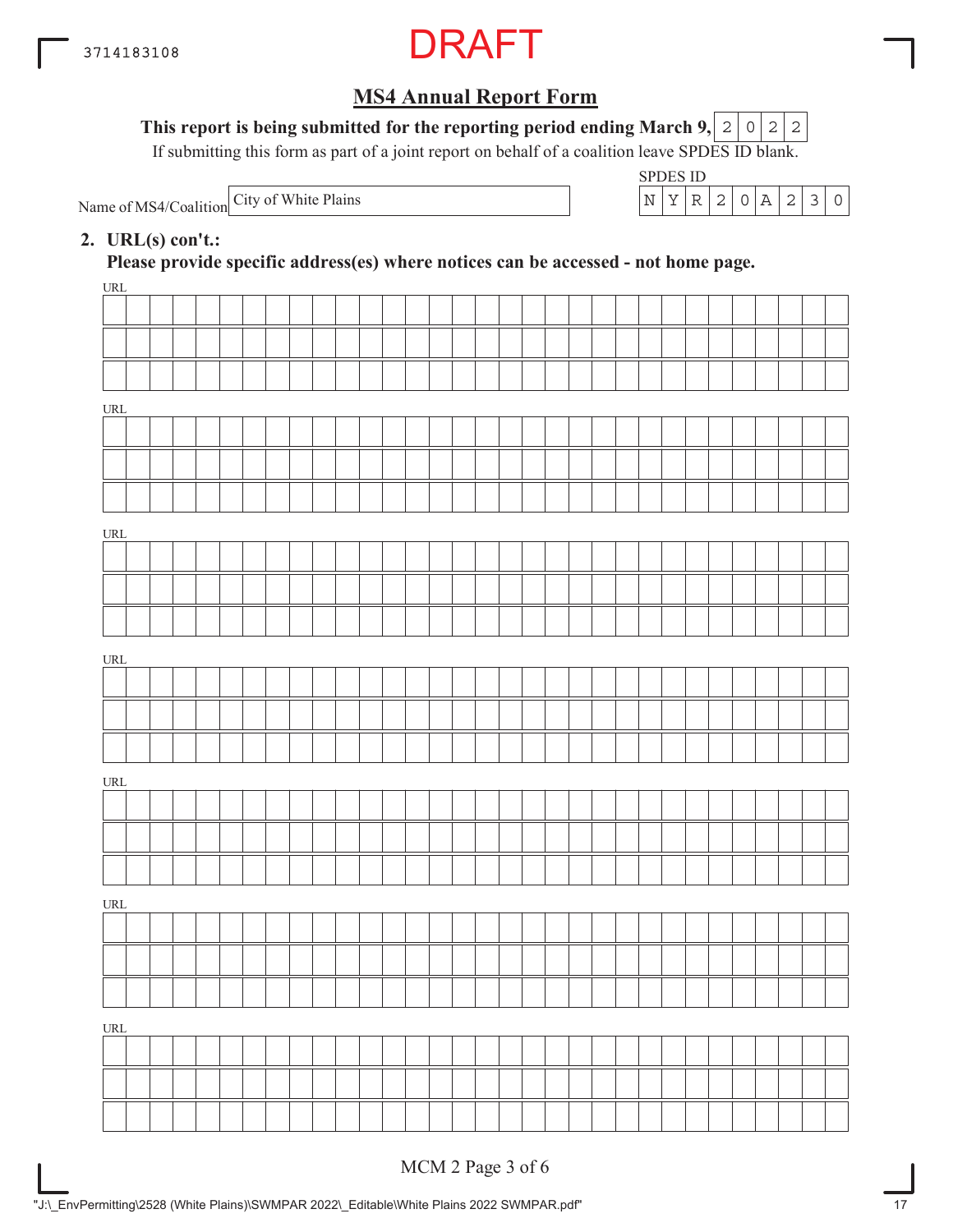3714183108

DRAFT

## MS4 Annual Report Form

**This report is being submitted for the reporting period ending March 9, 2022**

If submitting this form as part of a joint report on behalf of a coalition leave SPDES ID blank.

Name of MS4/Coalition: City of White Plains

SPDES ID: NYR20A230

**2. URL(s) con't.:**

**Please provide specific address(es) where notices can be accessed - not home page.**

URL:

URL:

URL:

URL:

URL:

URL:

URL:

MCM 2 Page 3 of 6

"J:\_EnvPermitting\2528 (White Plains)\SWMPAR 2022\_Editable\White Plains 2022 SWMPAR.pdf"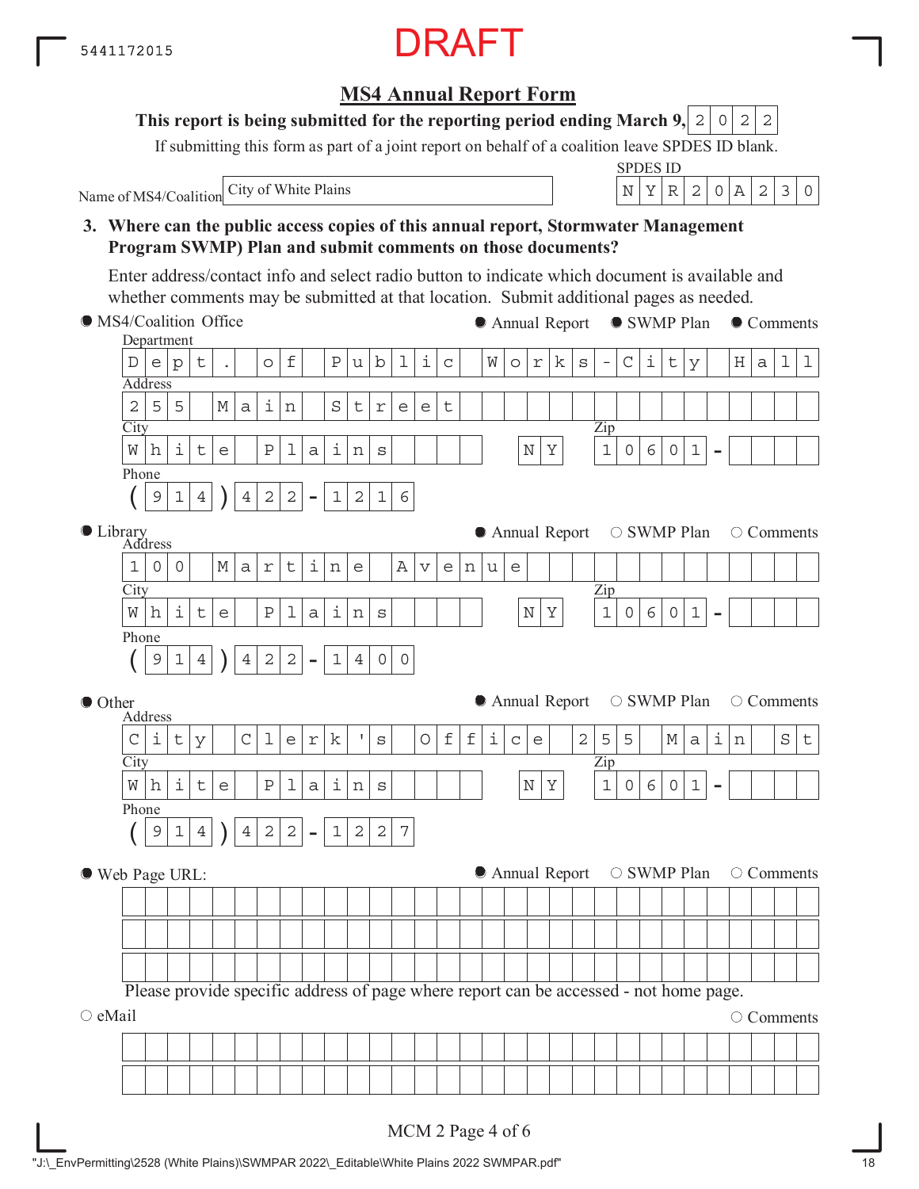DRAFT

# MS4 Annual Report Form

**This report is being submitted for the reporting period ending March 9, 2022**

If submitting this form as part of a joint report on behalf of a coalition leave SPDES ID blank.

Name of MS4/Coalition: City of White Plains

SPDES ID: NYR20A230

**3. Where can the public access copies of this annual report, Stormwater Management Program SWMP) Plan and submit comments on those documents?**

Enter address/contact info and select radio button to indicate which document is available and whether comments may be submitted at that location. Submit additional pages as needed.

● MS4/Coalition Office — ● Annual Report ● SWMP Plan ● Comments

Department: Dept. of Public Works-City Hall

Address: 255 Main Street

City: White Plains NY Zip: 10601-

Phone: (914) 422-1216

● Library — ● Annual Report ○ SWMP Plan ○ Comments

Address: 100 Martine Avenue

City: White Plains NY Zip: 10601-

Phone: (914) 422-1400

● Other — ● Annual Report ○ SWMP Plan ○ Comments

Address: City Clerk's Office 255 Main St

City: White Plains NY Zip: 10601-

Phone: (914) 422-1227

● Web Page URL: — ● Annual Report ○ SWMP Plan ○ Comments

Please provide specific address of page where report can be accessed - not home page.

○ eMail — ○ Comments

MCM 2 Page 4 of 6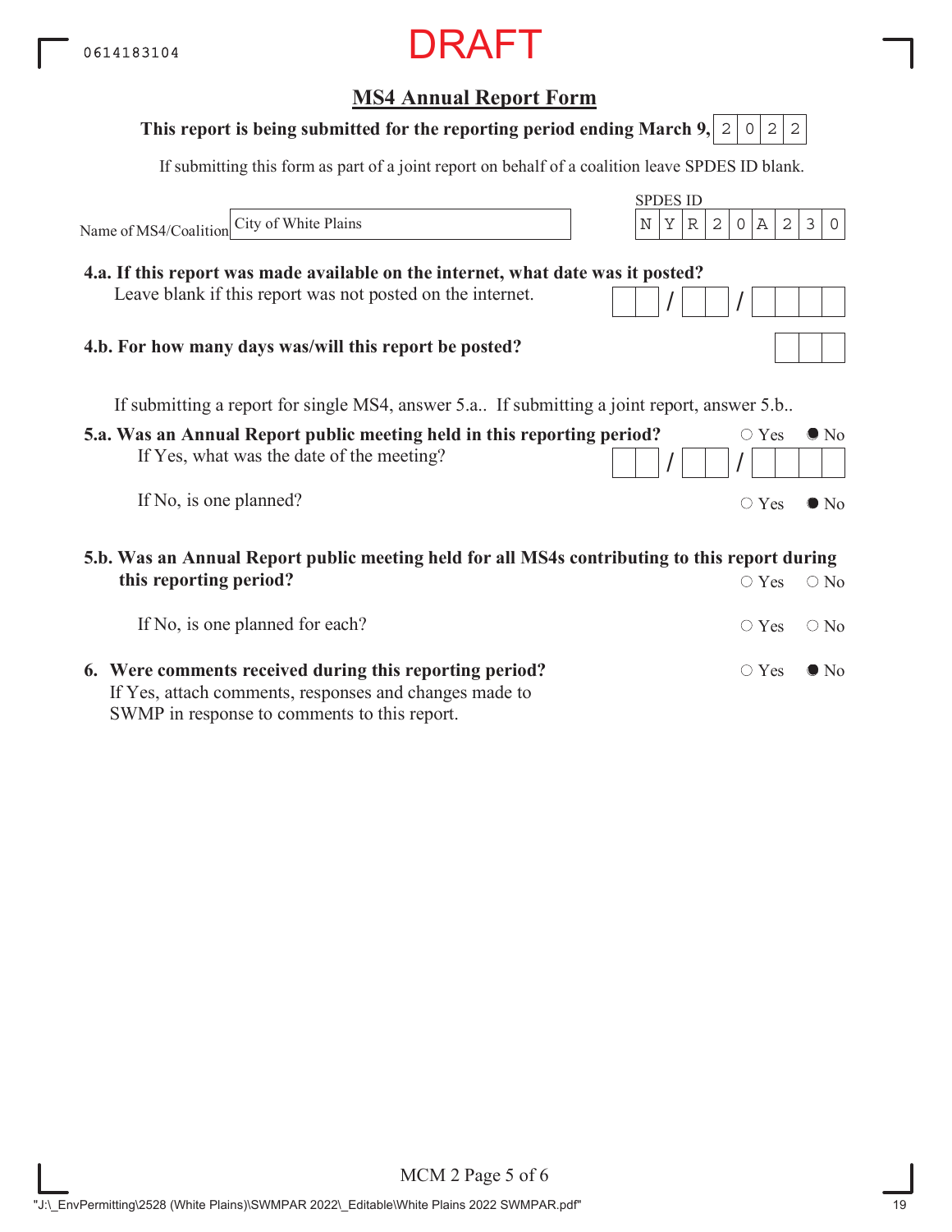0614183104

DRAFT

## MS4 Annual Report Form

**This report is being submitted for the reporting period ending March 9,** 2022

If submitting this form as part of a joint report on behalf of a coalition leave SPDES ID blank.

Name of MS4/Coalition: City of White Plains

SPDES ID: NYR20A230

**4.a. If this report was made available on the internet, what date was it posted?**
Leave blank if this report was not posted on the internet. ___ / ___ / ____

**4.b. For how many days was/will this report be posted?** ___

If submitting a report for single MS4, answer 5.a.. If submitting a joint report, answer 5.b..

**5.a. Was an Annual Report public meeting held in this reporting period?** ○ Yes ● No
If Yes, what was the date of the meeting? ___ / ___ / ____

If No, is one planned? ○ Yes ● No

**5.b. Was an Annual Report public meeting held for all MS4s contributing to this report during this reporting period?** ○ Yes ○ No

If No, is one planned for each? ○ Yes ○ No

**6. Were comments received during this reporting period?** ○ Yes ● No
If Yes, attach comments, responses and changes made to SWMP in response to comments to this report.

MCM 2 Page 5 of 6

"J:\_EnvPermitting\2528 (White Plains)\SWMPAR 2022\_Editable\White Plains 2022 SWMPAR.pdf"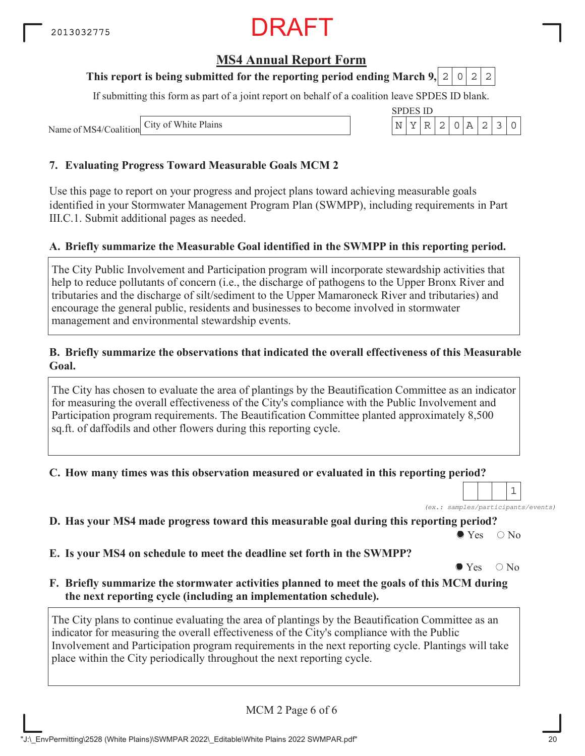2013032775

DRAFT

## MS4 Annual Report Form

**This report is being submitted for the reporting period ending March 9, 2022**

If submitting this form as part of a joint report on behalf of a coalition leave SPDES ID blank.

Name of MS4/Coalition: City of White Plains

SPDES ID: NYR20A230

### 7. Evaluating Progress Toward Measurable Goals MCM 2

Use this page to report on your progress and project plans toward achieving measurable goals identified in your Stormwater Management Program Plan (SWMPP), including requirements in Part III.C.1. Submit additional pages as needed.

**A. Briefly summarize the Measurable Goal identified in the SWMPP in this reporting period.**

The City Public Involvement and Participation program will incorporate stewardship activities that help to reduce pollutants of concern (i.e., the discharge of pathogens to the Upper Bronx River and tributaries and the discharge of silt/sediment to the Upper Mamaroneck River and tributaries) and encourage the general public, residents and businesses to become involved in stormwater management and environmental stewardship events.

**B. Briefly summarize the observations that indicated the overall effectiveness of this Measurable Goal.**

The City has chosen to evaluate the area of plantings by the Beautification Committee as an indicator for measuring the overall effectiveness of the City's compliance with the Public Involvement and Participation program requirements. The Beautification Committee planted approximately 8,500 sq.ft. of daffodils and other flowers during this reporting cycle.

**C. How many times was this observation measured or evaluated in this reporting period?**

1

*(ex.: samples/participants/events)*

**D. Has your MS4 made progress toward this measurable goal during this reporting period?**

● Yes ○ No

**E. Is your MS4 on schedule to meet the deadline set forth in the SWMPP?**

● Yes ○ No

**F. Briefly summarize the stormwater activities planned to meet the goals of this MCM during the next reporting cycle (including an implementation schedule).**

The City plans to continue evaluating the area of plantings by the Beautification Committee as an indicator for measuring the overall effectiveness of the City's compliance with the Public Involvement and Participation program requirements in the next reporting cycle. Plantings will take place within the City periodically throughout the next reporting cycle.

MCM 2 Page 6 of 6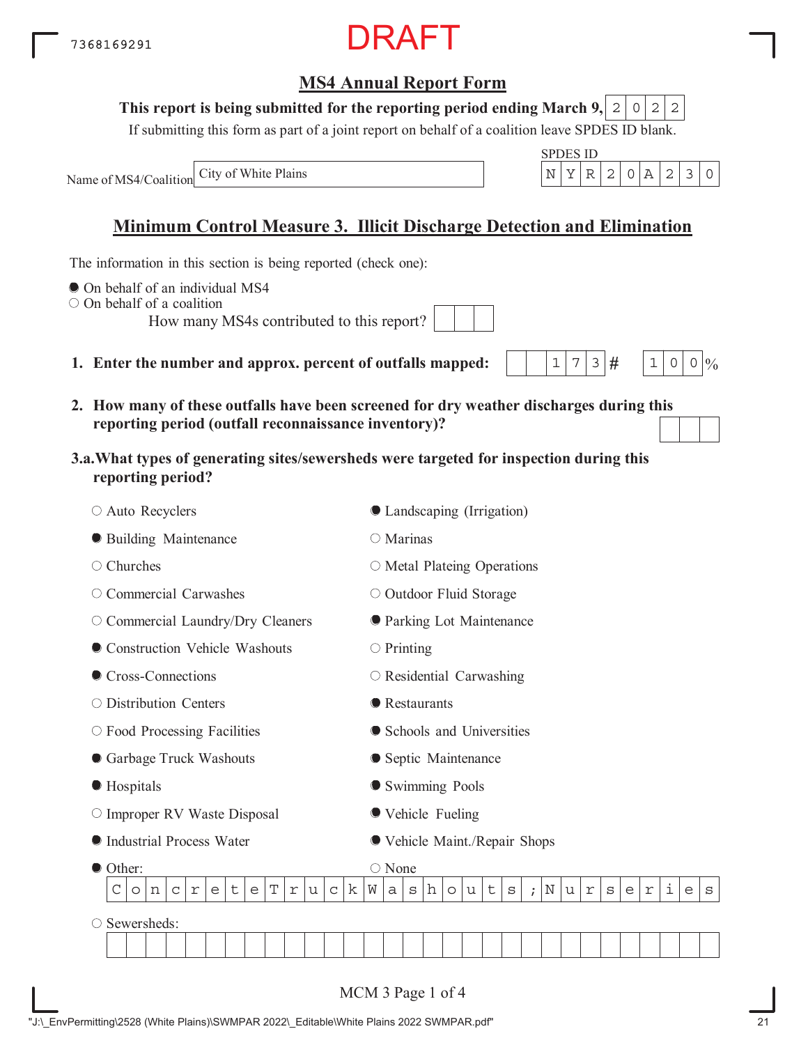7368169291

DRAFT

## MS4 Annual Report Form

**This report is being submitted for the reporting period ending March 9, 2022**

If submitting this form as part of a joint report on behalf of a coalition leave SPDES ID blank.

Name of MS4/Coalition: City of White Plains

SPDES ID: NYR20A230

## Minimum Control Measure 3. Illicit Discharge Detection and Elimination

The information in this section is being reported (check one):

- ● On behalf of an individual MS4
- ○ On behalf of a coalition
  - How many MS4s contributed to this report?

1. **Enter the number and approx. percent of outfalls mapped:** 173 # 100 %

2. **How many of these outfalls have been screened for dry weather discharges during this reporting period (outfall reconnaissance inventory)?**

3.a. **What types of generating sites/sewersheds were targeted for inspection during this reporting period?**

- ○ Auto Recyclers
- ● Building Maintenance
- ○ Churches
- ○ Commercial Carwashes
- ○ Commercial Laundry/Dry Cleaners
- ● Construction Vehicle Washouts
- ● Cross-Connections
- ○ Distribution Centers
- ○ Food Processing Facilities
- ● Garbage Truck Washouts
- ● Hospitals
- ○ Improper RV Waste Disposal
- ● Industrial Process Water
- ● Landscaping (Irrigation)
- ○ Marinas
- ○ Metal Plateing Operations
- ○ Outdoor Fluid Storage
- ● Parking Lot Maintenance
- ○ Printing
- ○ Residential Carwashing
- ● Restaurants
- ● Schools and Universities
- ● Septic Maintenance
- ● Swimming Pools
- ● Vehicle Fueling
- ● Vehicle Maint./Repair Shops
- ● Other: ConcreteTruckWashouts;Nurseries
- ○ None
- ○ Sewersheds: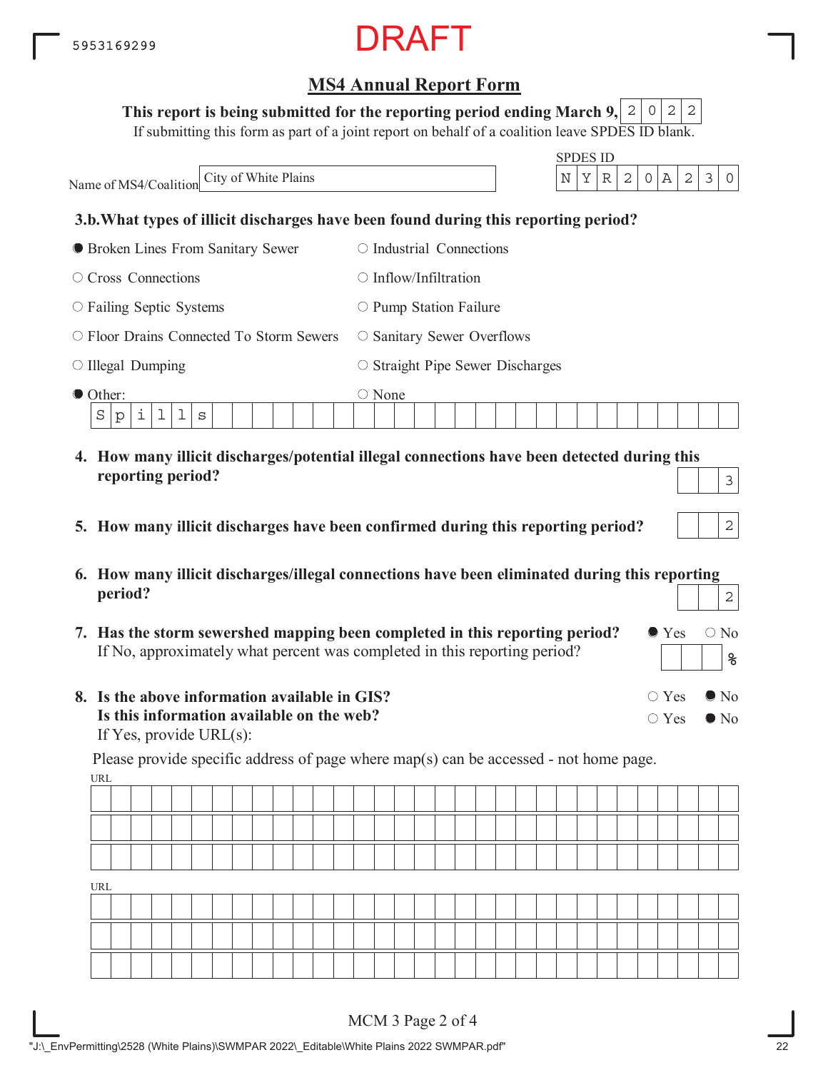5953169299

DRAFT

## MS4 Annual Report Form

**This report is being submitted for the reporting period ending March 9, 2022**

If submitting this form as part of a joint report on behalf of a coalition leave SPDES ID blank.

Name of MS4/Coalition: City of White Plains

SPDES ID: NYR20A230

**3.b. What types of illicit discharges have been found during this reporting period?**

- ● Broken Lines From Sanitary Sewer
- ○ Industrial Connections
- ○ Cross Connections
- ○ Inflow/Infiltration
- ○ Failing Septic Systems
- ○ Pump Station Failure
- ○ Floor Drains Connected To Storm Sewers
- ○ Sanitary Sewer Overflows
- ○ Illegal Dumping
- ○ Straight Pipe Sewer Discharges
- ● Other: Spills
- ○ None

**4. How many illicit discharges/potential illegal connections have been detected during this reporting period?** 3

**5. How many illicit discharges have been confirmed during this reporting period?** 2

**6. How many illicit discharges/illegal connections have been eliminated during this reporting period?** 2

**7. Has the storm sewershed mapping been completed in this reporting period?** ● Yes ○ No

If No, approximately what percent was completed in this reporting period? ___ %

**8. Is the above information available in GIS?** ○ Yes ● No

**Is this information available on the web?** ○ Yes ● No

If Yes, provide URL(s):

Please provide specific address of page where map(s) can be accessed - not home page.

URL: 

URL: 

"J:\_EnvPermitting\2528 (White Plains)\SWMPAR 2022\_Editable\White Plains 2022 SWMPAR.pdf"

MCM 3 Page 2 of 4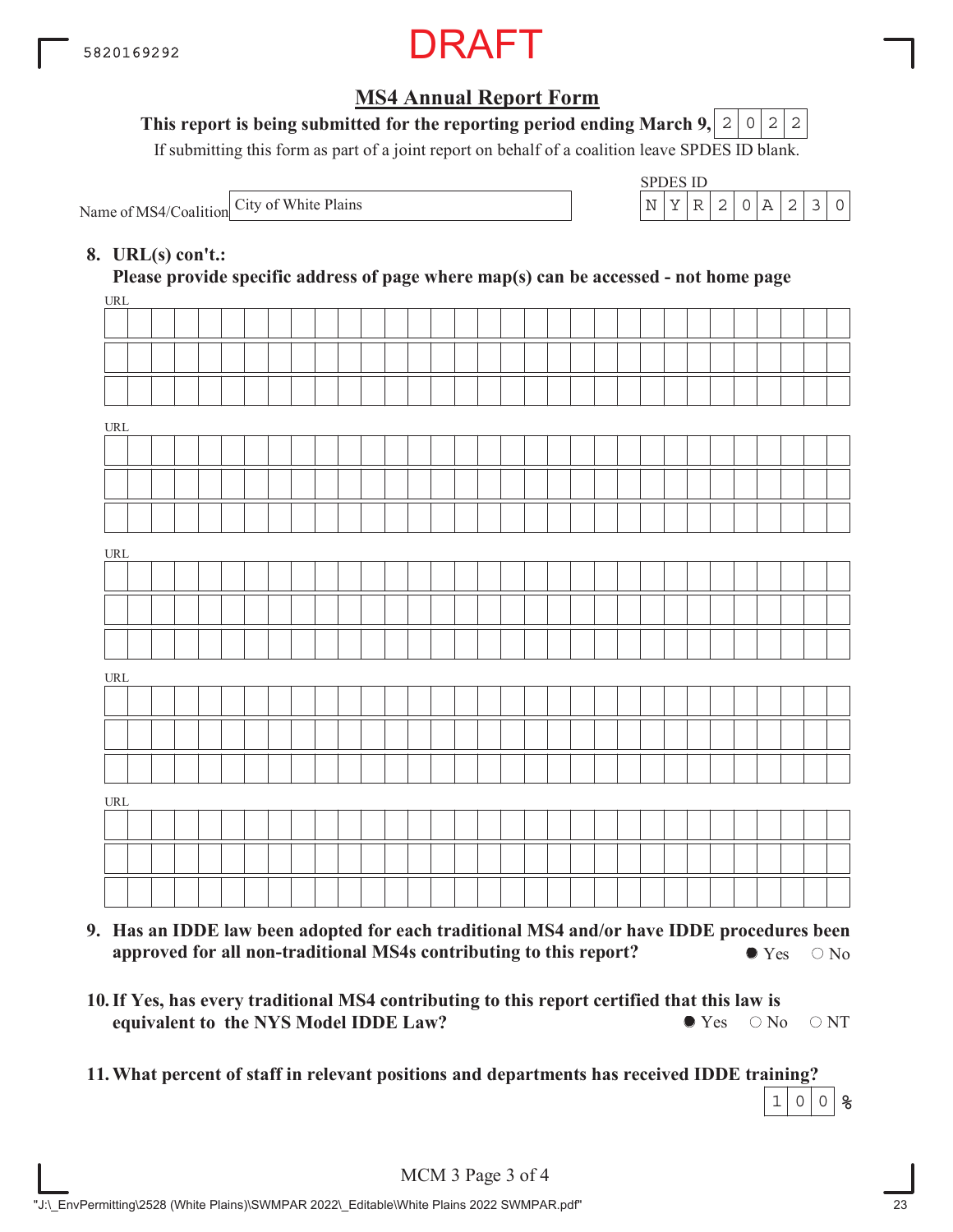DRAFT

## MS4 Annual Report Form

**This report is being submitted for the reporting period ending March 9, 2022**

If submitting this form as part of a joint report on behalf of a coalition leave SPDES ID blank.

Name of MS4/Coalition: City of White Plains

SPDES ID: NYR20A230

**8. URL(s) con't.:**
**Please provide specific address of page where map(s) can be accessed - not home page**

URL:

URL:

URL:

URL:

URL:

**9. Has an IDDE law been adopted for each traditional MS4 and/or have IDDE procedures been approved for all non-traditional MS4s contributing to this report?**

- [x] Yes
- [ ] No

**10. If Yes, has every traditional MS4 contributing to this report certified that this law is equivalent to the NYS Model IDDE Law?**

- [x] Yes
- [ ] No
- [ ] NT

**11. What percent of staff in relevant positions and departments has received IDDE training?**

100 %

MCM 3 Page 3 of 4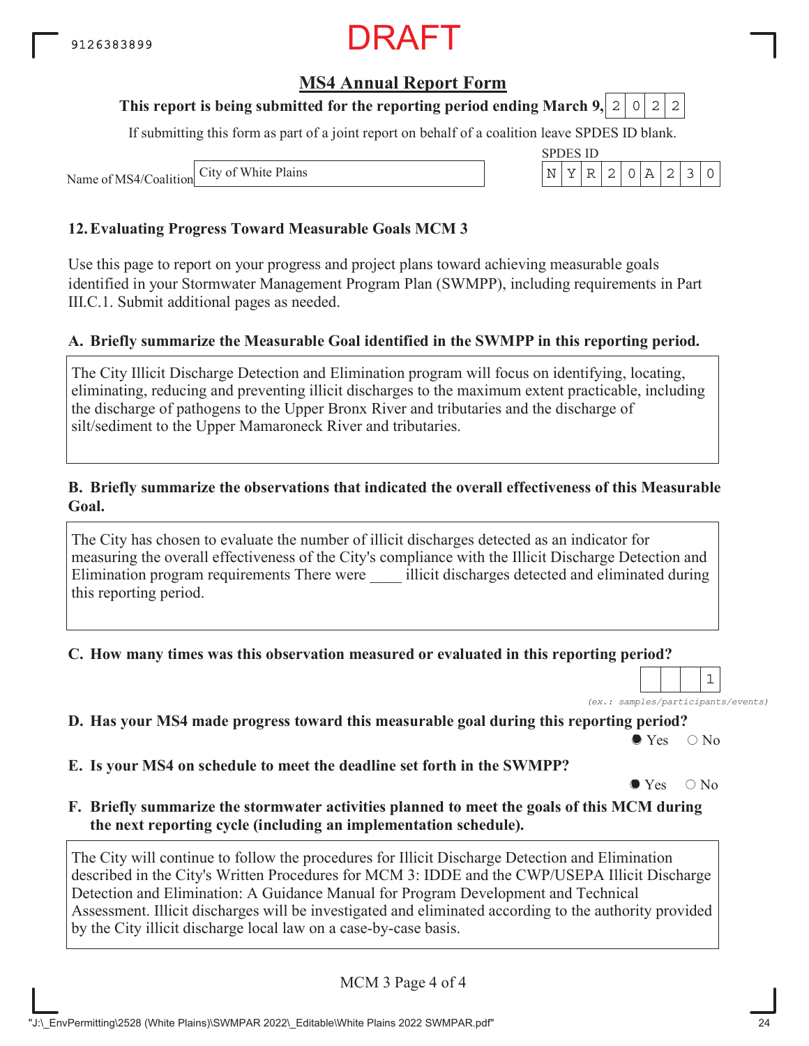DRAFT

9126383899

## MS4 Annual Report Form

**This report is being submitted for the reporting period ending March 9,** 2022

If submitting this form as part of a joint report on behalf of a coalition leave SPDES ID blank.

Name of MS4/Coalition: City of White Plains

SPDES ID: NYR20A230

### 12. Evaluating Progress Toward Measurable Goals MCM 3

Use this page to report on your progress and project plans toward achieving measurable goals identified in your Stormwater Management Program Plan (SWMPP), including requirements in Part III.C.1. Submit additional pages as needed.

**A. Briefly summarize the Measurable Goal identified in the SWMPP in this reporting period.**

The City Illicit Discharge Detection and Elimination program will focus on identifying, locating, eliminating, reducing and preventing illicit discharges to the maximum extent practicable, including the discharge of pathogens to the Upper Bronx River and tributaries and the discharge of silt/sediment to the Upper Mamaroneck River and tributaries.

**B. Briefly summarize the observations that indicated the overall effectiveness of this Measurable Goal.**

The City has chosen to evaluate the number of illicit discharges detected as an indicator for measuring the overall effectiveness of the City's compliance with the Illicit Discharge Detection and Elimination program requirements There were ____ illicit discharges detected and eliminated during this reporting period.

**C. How many times was this observation measured or evaluated in this reporting period?**

1

*(ex.: samples/participants/events)*

**D. Has your MS4 made progress toward this measurable goal during this reporting period?**

● Yes ○ No

**E. Is your MS4 on schedule to meet the deadline set forth in the SWMPP?**

● Yes ○ No

**F. Briefly summarize the stormwater activities planned to meet the goals of this MCM during the next reporting cycle (including an implementation schedule).**

The City will continue to follow the procedures for Illicit Discharge Detection and Elimination described in the City's Written Procedures for MCM 3: IDDE and the CWP/USEPA Illicit Discharge Detection and Elimination: A Guidance Manual for Program Development and Technical Assessment. Illicit discharges will be investigated and eliminated according to the authority provided by the City illicit discharge local law on a case-by-case basis.

MCM 3 Page 4 of 4

"J:\_EnvPermitting\2528 (White Plains)\SWMPAR 2022\_Editable\White Plains 2022 SWMPAR.pdf"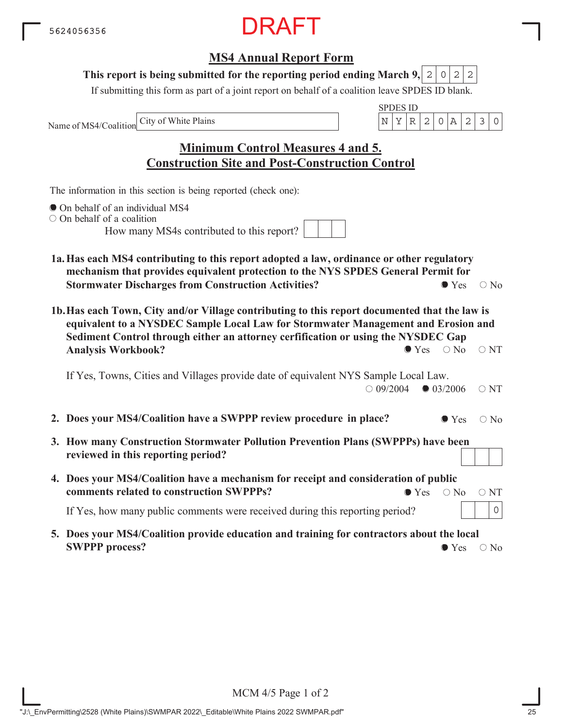5624056356

DRAFT

## MS4 Annual Report Form

**This report is being submitted for the reporting period ending March 9, 2022**

If submitting this form as part of a joint report on behalf of a coalition leave SPDES ID blank.

Name of MS4/Coalition: City of White Plains

SPDES ID: NYR20A230

## Minimum Control Measures 4 and 5. Construction Site and Post-Construction Control

The information in this section is being reported (check one):

- ● On behalf of an individual MS4
- ○ On behalf of a coalition

How many MS4s contributed to this report? [ ]

**1a. Has each MS4 contributing to this report adopted a law, ordinance or other regulatory mechanism that provides equivalent protection to the NYS SPDES General Permit for Stormwater Discharges from Construction Activities?** ● Yes ○ No

**1b. Has each Town, City and/or Village contributing to this report documented that the law is equivalent to a NYSDEC Sample Local Law for Stormwater Management and Erosion and Sediment Control through either an attorney cerfification or using the NYSDEC Gap Analysis Workbook?** ● Yes ○ No ○ NT

If Yes, Towns, Cities and Villages provide date of equivalent NYS Sample Local Law. ○ 09/2004 ● 03/2006 ○ NT

**2. Does your MS4/Coalition have a SWPPP review procedure in place?** ● Yes ○ No

**3. How many Construction Stormwater Pollution Prevention Plans (SWPPPs) have been reviewed in this reporting period?** [ ]

**4. Does your MS4/Coalition have a mechanism for receipt and consideration of public comments related to construction SWPPPs?** ● Yes ○ No ○ NT

If Yes, how many public comments were received during this reporting period? 0

**5. Does your MS4/Coalition provide education and training for contractors about the local SWPPP process?** ● Yes ○ No

MCM 4/5 Page 1 of 2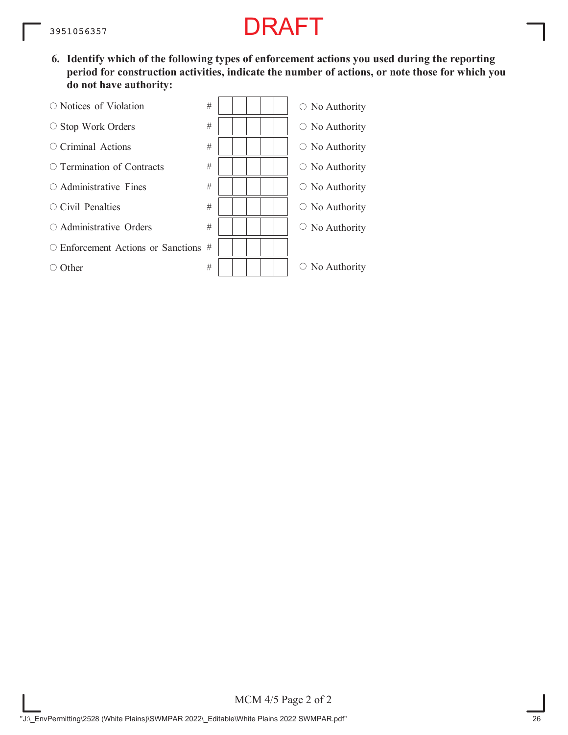DRAFT

**6. Identify which of the following types of enforcement actions you used during the reporting period for construction activities, indicate the number of actions, or note those for which you do not have authority:**

| Enforcement Action | # | No Authority |
|---|---|---|
| ○ Notices of Violation | # | ○ No Authority |
| ○ Stop Work Orders | # | ○ No Authority |
| ○ Criminal Actions | # | ○ No Authority |
| ○ Termination of Contracts | # | ○ No Authority |
| ○ Administrative Fines | # | ○ No Authority |
| ○ Civil Penalties | # | ○ No Authority |
| ○ Administrative Orders | # | ○ No Authority |
| ○ Enforcement Actions or Sanctions | # | |
| ○ Other | # | ○ No Authority |

MCM 4/5 Page 2 of 2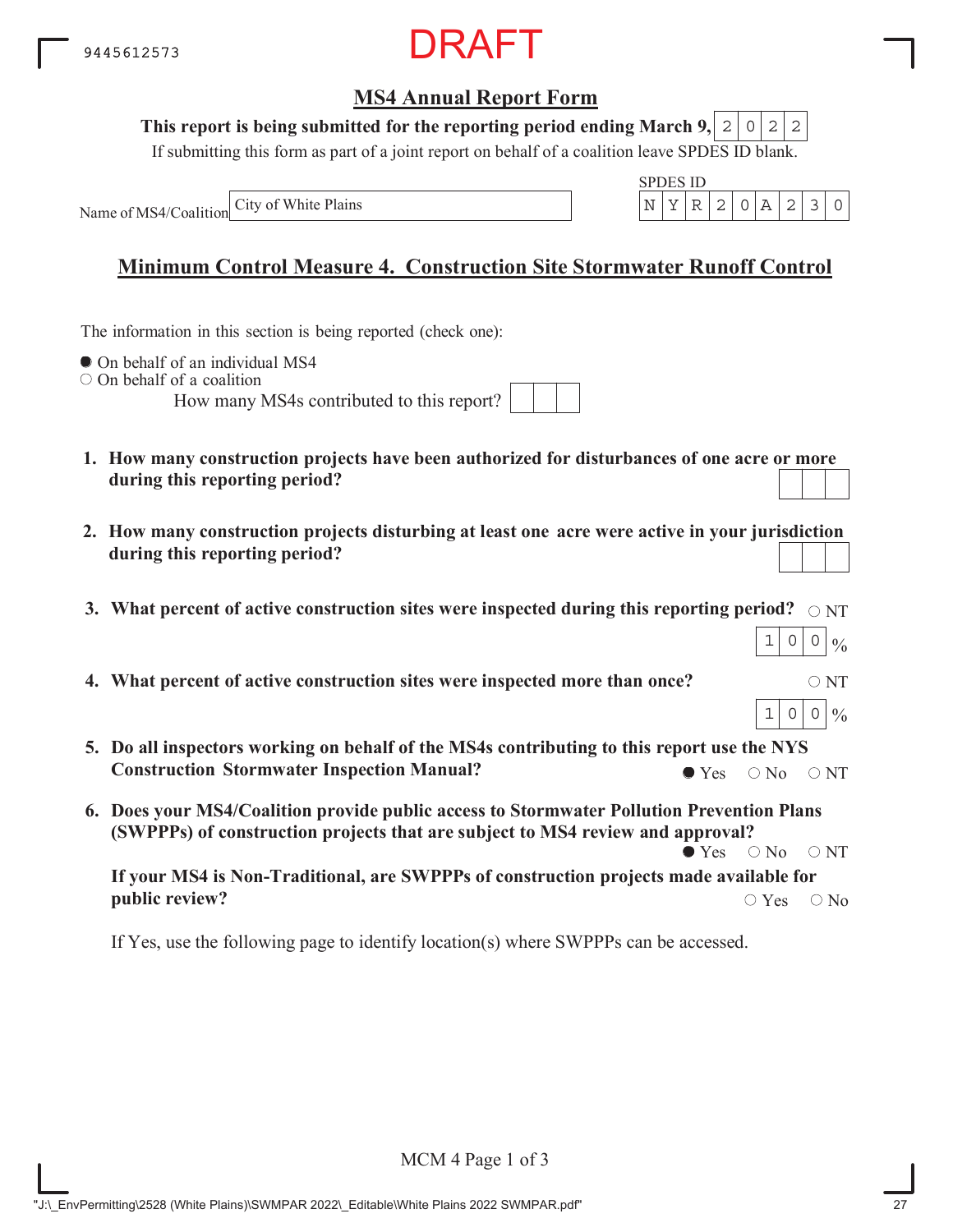9445612573

DRAFT

## MS4 Annual Report Form

**This report is being submitted for the reporting period ending March 9,** 2022

If submitting this form as part of a joint report on behalf of a coalition leave SPDES ID blank.

Name of MS4/Coalition: City of White Plains

SPDES ID: NYR20A230

## Minimum Control Measure 4. Construction Site Stormwater Runoff Control

The information in this section is being reported (check one):

- ● On behalf of an individual MS4
- ○ On behalf of a coalition

How many MS4s contributed to this report? [ ]

1. **How many construction projects have been authorized for disturbances of one acre or more during this reporting period?** [ ]

2. **How many construction projects disturbing at least one acre were active in your jurisdiction during this reporting period?** [ ]

3. **What percent of active construction sites were inspected during this reporting period?** ○ NT
   100 %

4. **What percent of active construction sites were inspected more than once?** ○ NT
   100 %

5. **Do all inspectors working on behalf of the MS4s contributing to this report use the NYS Construction Stormwater Inspection Manual?** ● Yes ○ No ○ NT

6. **Does your MS4/Coalition provide public access to Stormwater Pollution Prevention Plans (SWPPPs) of construction projects that are subject to MS4 review and approval?** ● Yes ○ No ○ NT

   **If your MS4 is Non-Traditional, are SWPPPs of construction projects made available for public review?** ○ Yes ○ No

   If Yes, use the following page to identify location(s) where SWPPPs can be accessed.

MCM 4 Page 1 of 3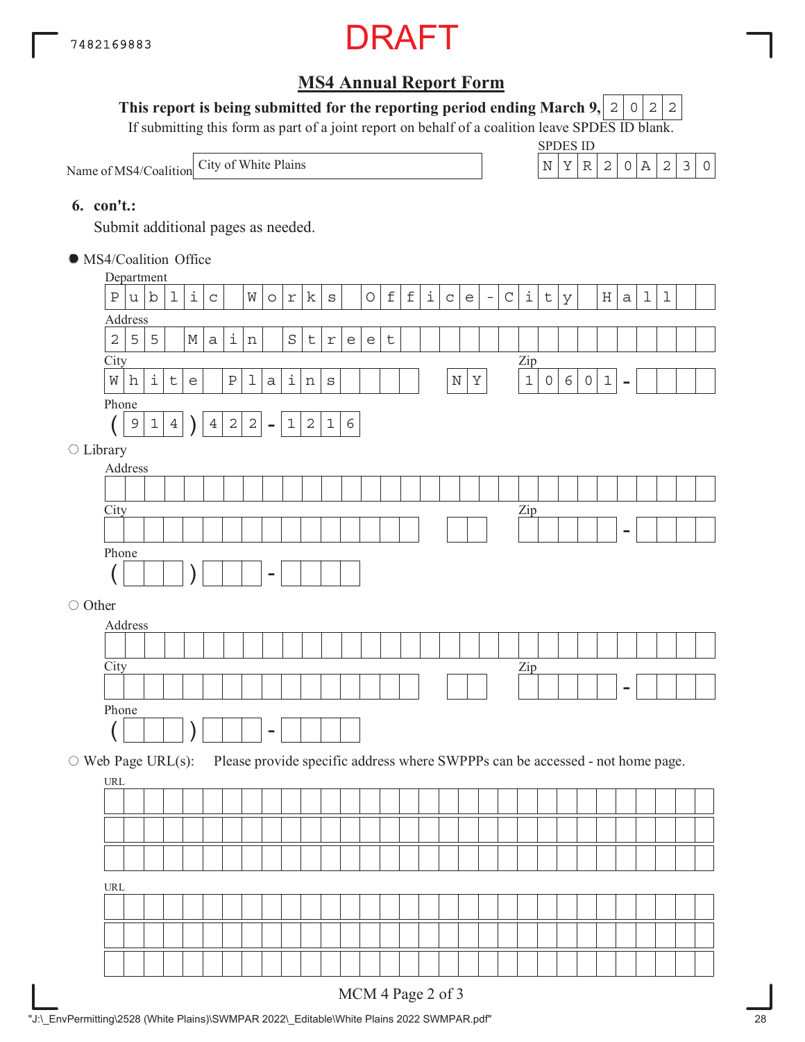7482169883

DRAFT

## MS4 Annual Report Form

**This report is being submitted for the reporting period ending March 9, 2022**

If submitting this form as part of a joint report on behalf of a coalition leave SPDES ID blank.

Name of MS4/Coalition: City of White Plains

SPDES ID: NYR20A230

**6. con't.:**

Submit additional pages as needed.

● MS4/Coalition Office

Department: Public Works Office-City Hall

Address: 255 Main Street

City: White Plains NY Zip: 10601-

Phone: (914) 422-1216

○ Library

Address:

City: Zip: -

Phone: ( ) -

○ Other

Address:

City: Zip: -

Phone: ( ) -

○ Web Page URL(s): Please provide specific address where SWPPPs can be accessed - not home page.

URL:

URL:

MCM 4 Page 2 of 3

"J:\_EnvPermitting\2528 (White Plains)\SWMPAR 2022\_Editable\White Plains 2022 SWMPAR.pdf"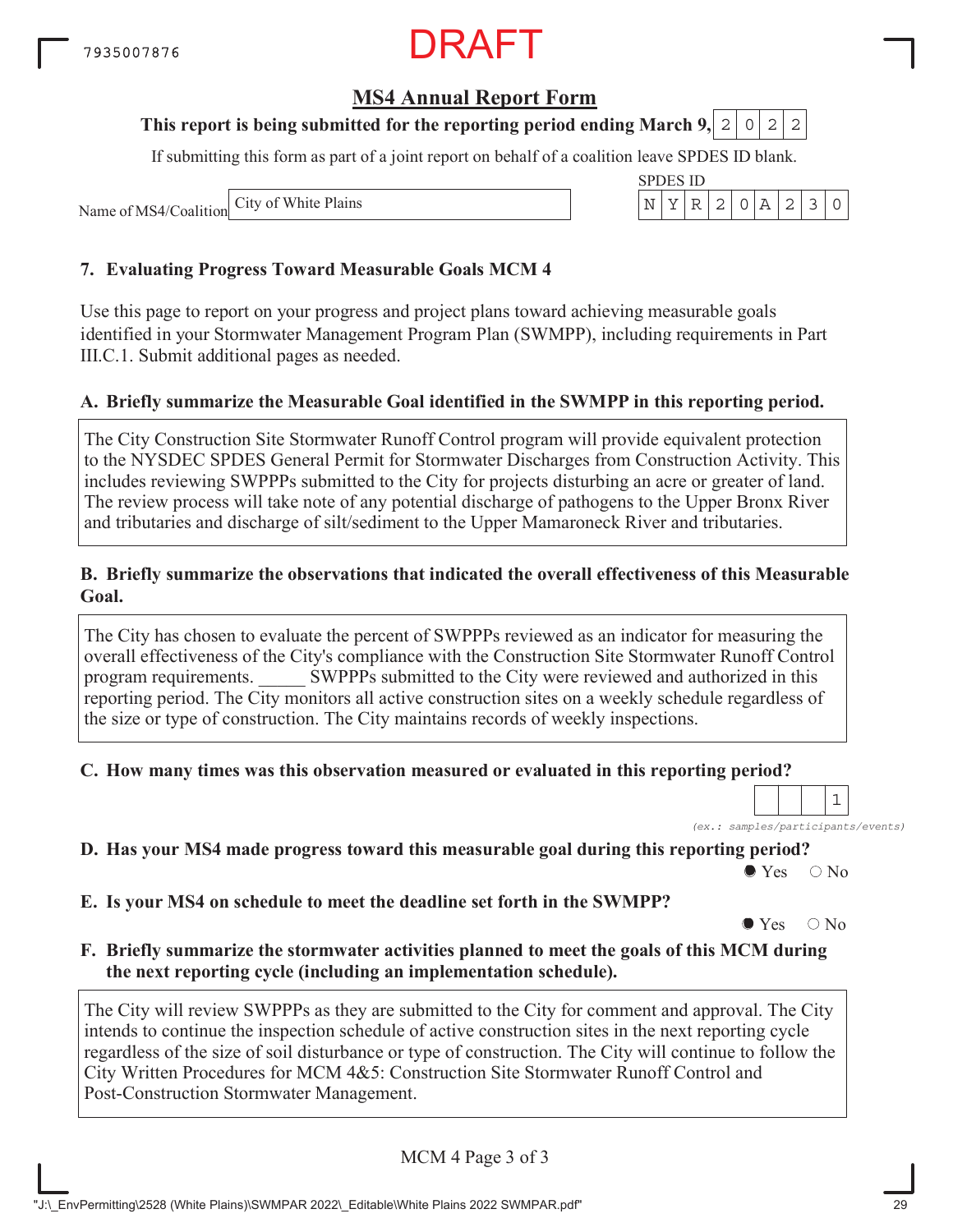7935007876

DRAFT

## MS4 Annual Report Form

**This report is being submitted for the reporting period ending March 9, 2022**

If submitting this form as part of a joint report on behalf of a coalition leave SPDES ID blank.

Name of MS4/Coalition: City of White Plains

SPDES ID: NYR20A230

### 7. Evaluating Progress Toward Measurable Goals MCM 4

Use this page to report on your progress and project plans toward achieving measurable goals identified in your Stormwater Management Program Plan (SWMPP), including requirements in Part III.C.1. Submit additional pages as needed.

**A. Briefly summarize the Measurable Goal identified in the SWMPP in this reporting period.**

The City Construction Site Stormwater Runoff Control program will provide equivalent protection to the NYSDEC SPDES General Permit for Stormwater Discharges from Construction Activity. This includes reviewing SWPPPs submitted to the City for projects disturbing an acre or greater of land. The review process will take note of any potential discharge of pathogens to the Upper Bronx River and tributaries and discharge of silt/sediment to the Upper Mamaroneck River and tributaries.

**B. Briefly summarize the observations that indicated the overall effectiveness of this Measurable Goal.**

The City has chosen to evaluate the percent of SWPPPs reviewed as an indicator for measuring the overall effectiveness of the City's compliance with the Construction Site Stormwater Runoff Control program requirements. _____ SWPPPs submitted to the City were reviewed and authorized in this reporting period. The City monitors all active construction sites on a weekly schedule regardless of the size or type of construction. The City maintains records of weekly inspections.

**C. How many times was this observation measured or evaluated in this reporting period?**

1

*(ex.: samples/participants/events)*

**D. Has your MS4 made progress toward this measurable goal during this reporting period?**

● Yes ○ No

**E. Is your MS4 on schedule to meet the deadline set forth in the SWMPP?**

● Yes ○ No

**F. Briefly summarize the stormwater activities planned to meet the goals of this MCM during the next reporting cycle (including an implementation schedule).**

The City will review SWPPPs as they are submitted to the City for comment and approval. The City intends to continue the inspection schedule of active construction sites in the next reporting cycle regardless of the size of soil disturbance or type of construction. The City will continue to follow the City Written Procedures for MCM 4&5: Construction Site Stormwater Runoff Control and Post-Construction Stormwater Management.

MCM 4 Page 3 of 3

"J:\_EnvPermitting\2528 (White Plains)\SWMPAR 2022\_Editable\White Plains 2022 SWMPAR.pdf"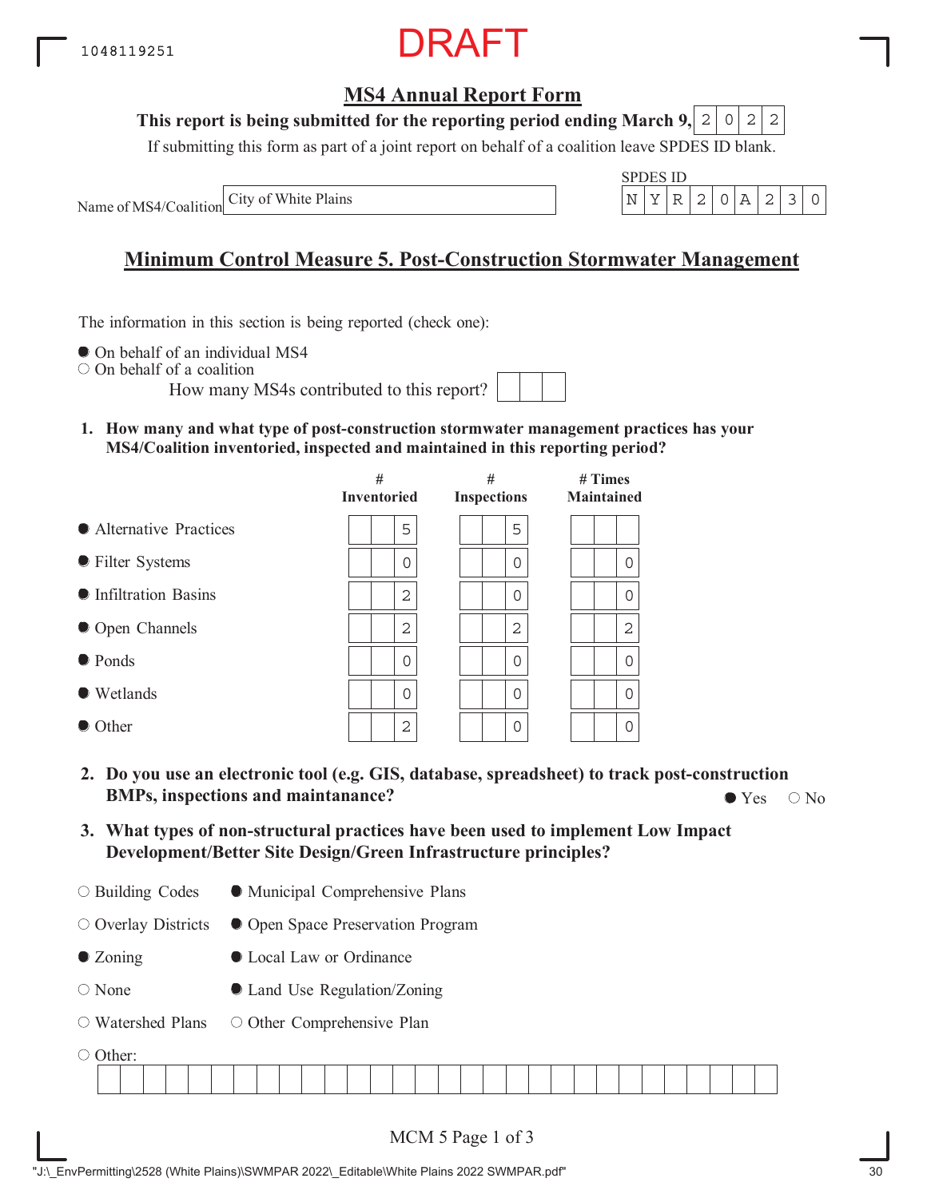1048119251

DRAFT

## MS4 Annual Report Form

**This report is being submitted for the reporting period ending March 9, 2022**

If submitting this form as part of a joint report on behalf of a coalition leave SPDES ID blank.

Name of MS4/Coalition: City of White Plains

SPDES ID: NYR20A230

## Minimum Control Measure 5. Post-Construction Stormwater Management

The information in this section is being reported (check one):

- ● On behalf of an individual MS4
- ○ On behalf of a coalition

How many MS4s contributed to this report?

**1. How many and what type of post-construction stormwater management practices has your MS4/Coalition inventoried, inspected and maintained in this reporting period?**

| | # Inventoried | # Inspections | # Times Maintained |
|---|---|---|---|
| ● Alternative Practices | 5 | 5 | |
| ● Filter Systems | 0 | 0 | 0 |
| ● Infiltration Basins | 2 | 0 | 0 |
| ● Open Channels | 2 | 2 | 2 |
| ● Ponds | 0 | 0 | 0 |
| ● Wetlands | 0 | 0 | 0 |
| ● Other | 2 | 0 | 0 |

**2. Do you use an electronic tool (e.g. GIS, database, spreadsheet) to track post-construction BMPs, inspections and maintanance?**

● Yes ○ No

**3. What types of non-structural practices have been used to implement Low Impact Development/Better Site Design/Green Infrastructure principles?**

- ○ Building Codes
- ● Municipal Comprehensive Plans
- ○ Overlay Districts
- ● Open Space Preservation Program
- ● Zoning
- ● Local Law or Ordinance
- ○ None
- ● Land Use Regulation/Zoning
- ○ Watershed Plans
- ○ Other Comprehensive Plan
- ○ Other:

"J:\_EnvPermitting\2528 (White Plains)\SWMPAR 2022\_Editable\White Plains 2022 SWMPAR.pdf"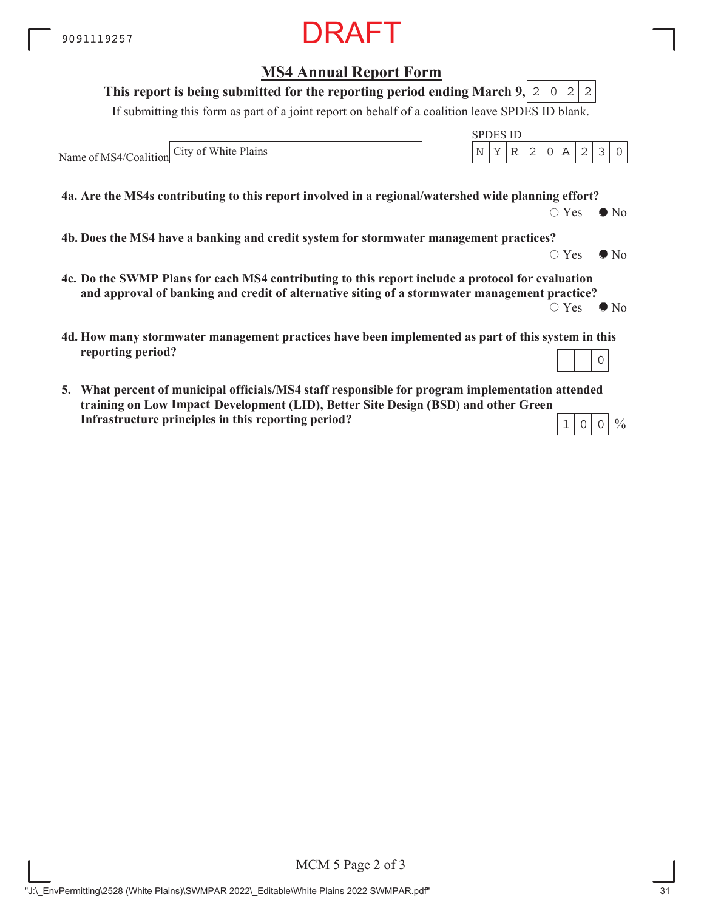DRAFT

## MS4 Annual Report Form

**This report is being submitted for the reporting period ending March 9, 2022**

If submitting this form as part of a joint report on behalf of a coalition leave SPDES ID blank.

Name of MS4/Coalition: City of White Plains

SPDES ID: NYR20A230

**4a. Are the MS4s contributing to this report involved in a regional/watershed wide planning effort?**

○ Yes ● No

**4b. Does the MS4 have a banking and credit system for stormwater management practices?**

○ Yes ● No

**4c. Do the SWMP Plans for each MS4 contributing to this report include a protocol for evaluation and approval of banking and credit of alternative siting of a stormwater management practice?**

○ Yes ● No

**4d. How many stormwater management practices have been implemented as part of this system in this reporting period?**

0

**5. What percent of municipal officials/MS4 staff responsible for program implementation attended training on Low Impact Development (LID), Better Site Design (BSD) and other Green Infrastructure principles in this reporting period?**

100 %

MCM 5 Page 2 of 3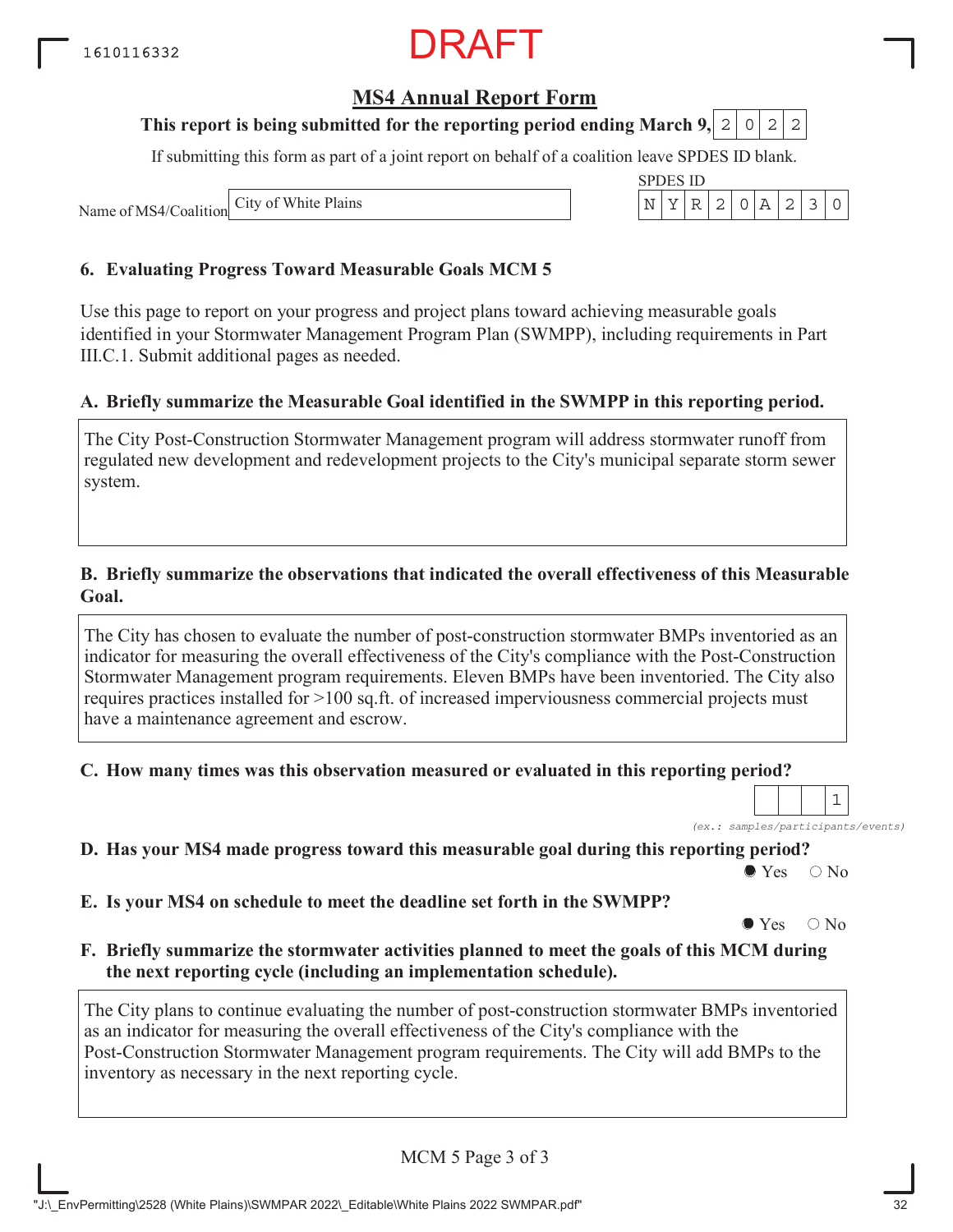1610116332

DRAFT

## MS4 Annual Report Form

**This report is being submitted for the reporting period ending March 9, 2022**

If submitting this form as part of a joint report on behalf of a coalition leave SPDES ID blank.

Name of MS4/Coalition: City of White Plains

SPDES ID: NYR20A230

### 6. Evaluating Progress Toward Measurable Goals MCM 5

Use this page to report on your progress and project plans toward achieving measurable goals identified in your Stormwater Management Program Plan (SWMPP), including requirements in Part III.C.1. Submit additional pages as needed.

**A. Briefly summarize the Measurable Goal identified in the SWMPP in this reporting period.**

The City Post-Construction Stormwater Management program will address stormwater runoff from regulated new development and redevelopment projects to the City's municipal separate storm sewer system.

**B. Briefly summarize the observations that indicated the overall effectiveness of this Measurable Goal.**

The City has chosen to evaluate the number of post-construction stormwater BMPs inventoried as an indicator for measuring the overall effectiveness of the City's compliance with the Post-Construction Stormwater Management program requirements. Eleven BMPs have been inventoried. The City also requires practices installed for >100 sq.ft. of increased imperviousness commercial projects must have a maintenance agreement and escrow.

**C. How many times was this observation measured or evaluated in this reporting period?**

1

*(ex.: samples/participants/events)*

**D. Has your MS4 made progress toward this measurable goal during this reporting period?**

● Yes ○ No

**E. Is your MS4 on schedule to meet the deadline set forth in the SWMPP?**

● Yes ○ No

**F. Briefly summarize the stormwater activities planned to meet the goals of this MCM during the next reporting cycle (including an implementation schedule).**

The City plans to continue evaluating the number of post-construction stormwater BMPs inventoried as an indicator for measuring the overall effectiveness of the City's compliance with the Post-Construction Stormwater Management program requirements. The City will add BMPs to the inventory as necessary in the next reporting cycle.

MCM 5 Page 3 of 3

"J:\_EnvPermitting\2528 (White Plains)\SWMPAR 2022\_Editable\White Plains 2022 SWMPAR.pdf"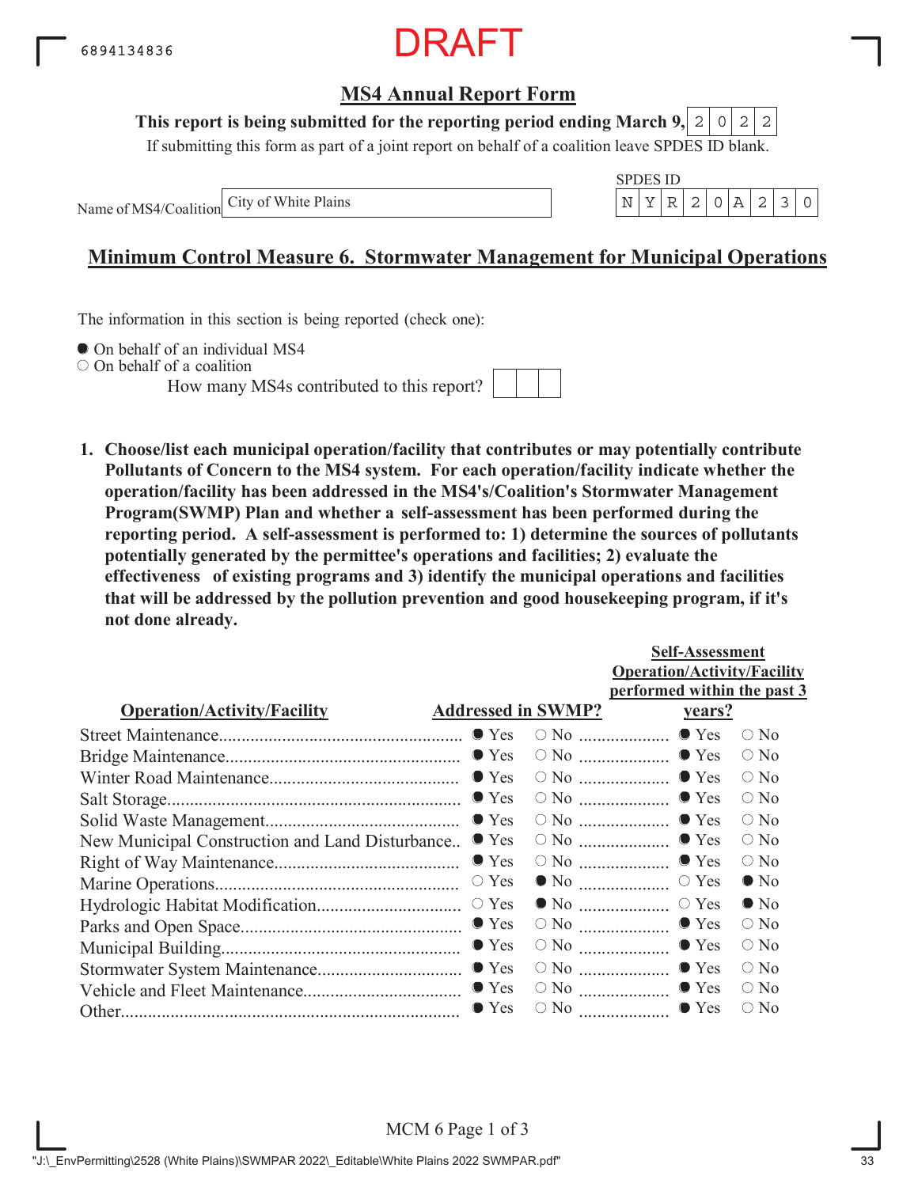DRAFT

## MS4 Annual Report Form

**This report is being submitted for the reporting period ending March 9, 2022**

If submitting this form as part of a joint report on behalf of a coalition leave SPDES ID blank.

Name of MS4/Coalition: City of White Plains

SPDES ID: NYR20A230

## Minimum Control Measure 6. Stormwater Management for Municipal Operations

The information in this section is being reported (check one):

- ● On behalf of an individual MS4
- ○ On behalf of a coalition

How many MS4s contributed to this report? ___

**1. Choose/list each municipal operation/facility that contributes or may potentially contribute Pollutants of Concern to the MS4 system. For each operation/facility indicate whether the operation/facility has been addressed in the MS4's/Coalition's Stormwater Management Program(SWMP) Plan and whether a self-assessment has been performed during the reporting period. A self-assessment is performed to: 1) determine the sources of pollutants potentially generated by the permittee's operations and facilities; 2) evaluate the effectiveness of existing programs and 3) identify the municipal operations and facilities that will be addressed by the pollution prevention and good housekeeping program, if it's not done already.**

| Operation/Activity/Facility | Addressed in SWMP? | Self-Assessment Operation/Activity/Facility performed within the past 3 years? |
|---|---|---|
| Street Maintenance | Yes | Yes |
| Bridge Maintenance | Yes | Yes |
| Winter Road Maintenance | Yes | Yes |
| Salt Storage | Yes | Yes |
| Solid Waste Management | Yes | Yes |
| New Municipal Construction and Land Disturbance | Yes | Yes |
| Right of Way Maintenance | Yes | Yes |
| Marine Operations | No | No |
| Hydrologic Habitat Modification | No | No |
| Parks and Open Space | Yes | Yes |
| Municipal Building | Yes | Yes |
| Stormwater System Maintenance | Yes | Yes |
| Vehicle and Fleet Maintenance | Yes | Yes |
| Other | Yes | Yes |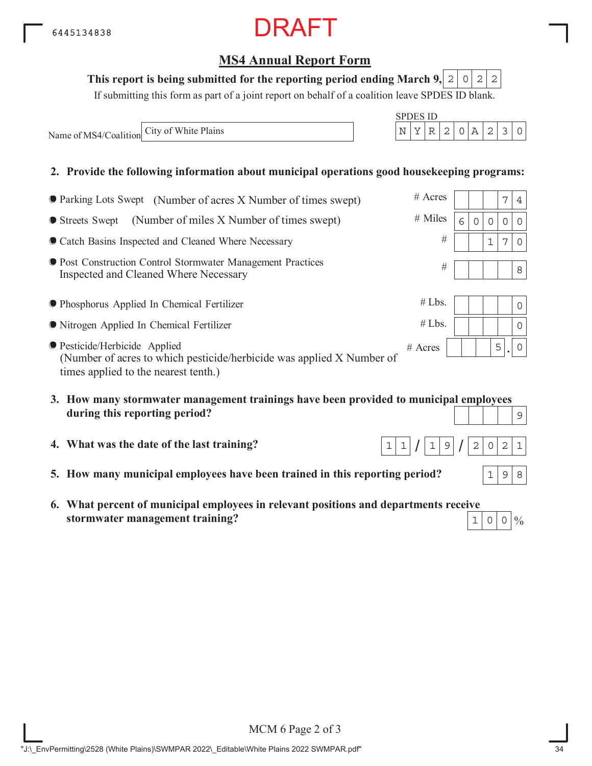6445134838

DRAFT

## MS4 Annual Report Form

**This report is being submitted for the reporting period ending March 9, 2022**

If submitting this form as part of a joint report on behalf of a coalition leave SPDES ID blank.

Name of MS4/Coalition: City of White Plains

SPDES ID: NYR20A230

**2. Provide the following information about municipal operations good housekeeping programs:**

| Item | Unit | Value |
|---|---|---|
| Parking Lots Swept (Number of acres X Number of times swept) | # Acres | 74 |
| Streets Swept (Number of miles X Number of times swept) | # Miles | 60000 |
| Catch Basins Inspected and Cleaned Where Necessary | # | 170 |
| Post Construction Control Stormwater Management Practices Inspected and Cleaned Where Necessary | # | 8 |
| Phosphorus Applied In Chemical Fertilizer | # Lbs. | 0 |
| Nitrogen Applied In Chemical Fertilizer | # Lbs. | 0 |
| Pesticide/Herbicide Applied (Number of acres to which pesticide/herbicide was applied X Number of times applied to the nearest tenth.) | # Acres | 5.0 |

**3. How many stormwater management trainings have been provided to municipal employees during this reporting period?** 9

**4. What was the date of the last training?** 11/19/2021

**5. How many municipal employees have been trained in this reporting period?** 198

**6. What percent of municipal employees in relevant positions and departments receive stormwater management training?** 100%

MCM 6 Page 2 of 3

"J:\_EnvPermitting\2528 (White Plains)\SWMPAR 2022\_Editable\White Plains 2022 SWMPAR.pdf"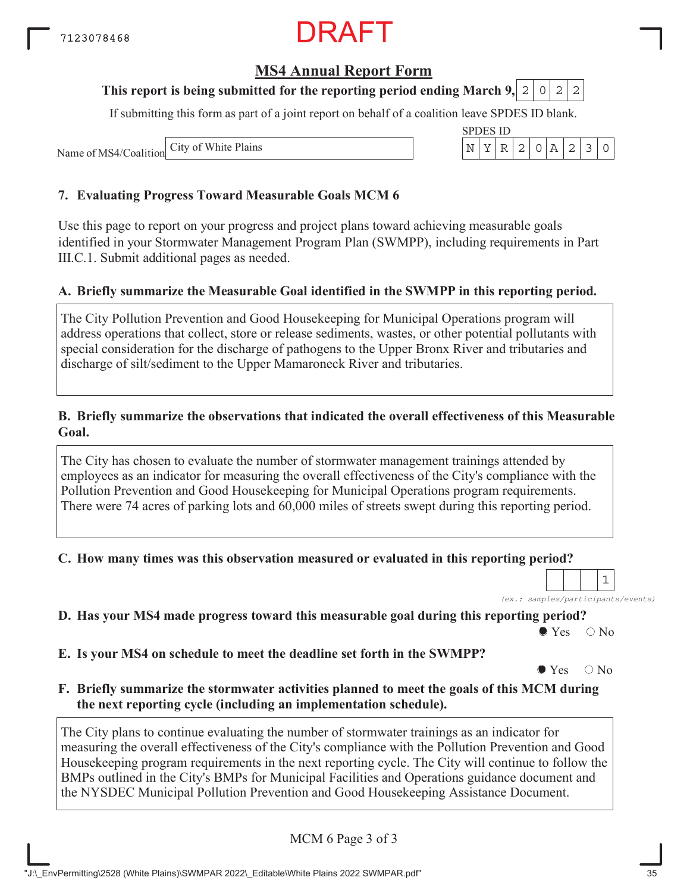7123078468

DRAFT

## MS4 Annual Report Form

**This report is being submitted for the reporting period ending March 9,** 2022

If submitting this form as part of a joint report on behalf of a coalition leave SPDES ID blank.

Name of MS4/Coalition: City of White Plains

SPDES ID: NYR20A230

### 7. Evaluating Progress Toward Measurable Goals MCM 6

Use this page to report on your progress and project plans toward achieving measurable goals identified in your Stormwater Management Program Plan (SWMPP), including requirements in Part III.C.1. Submit additional pages as needed.

**A. Briefly summarize the Measurable Goal identified in the SWMPP in this reporting period.**

The City Pollution Prevention and Good Housekeeping for Municipal Operations program will address operations that collect, store or release sediments, wastes, or other potential pollutants with special consideration for the discharge of pathogens to the Upper Bronx River and tributaries and discharge of silt/sediment to the Upper Mamaroneck River and tributaries.

**B. Briefly summarize the observations that indicated the overall effectiveness of this Measurable Goal.**

The City has chosen to evaluate the number of stormwater management trainings attended by employees as an indicator for measuring the overall effectiveness of the City's compliance with the Pollution Prevention and Good Housekeeping for Municipal Operations program requirements. There were 74 acres of parking lots and 60,000 miles of streets swept during this reporting period.

**C. How many times was this observation measured or evaluated in this reporting period?**

1

*(ex.: samples/participants/events)*

**D. Has your MS4 made progress toward this measurable goal during this reporting period?**

● Yes ○ No

**E. Is your MS4 on schedule to meet the deadline set forth in the SWMPP?**

● Yes ○ No

**F. Briefly summarize the stormwater activities planned to meet the goals of this MCM during the next reporting cycle (including an implementation schedule).**

The City plans to continue evaluating the number of stormwater trainings as an indicator for measuring the overall effectiveness of the City's compliance with the Pollution Prevention and Good Housekeeping program requirements in the next reporting cycle. The City will continue to follow the BMPs outlined in the City's BMPs for Municipal Facilities and Operations guidance document and the NYSDEC Municipal Pollution Prevention and Good Housekeeping Assistance Document.

MCM 6 Page 3 of 3

"J:\_EnvPermitting\2528 (White Plains)\SWMPAR 2022\_Editable\White Plains 2022 SWMPAR.pdf"